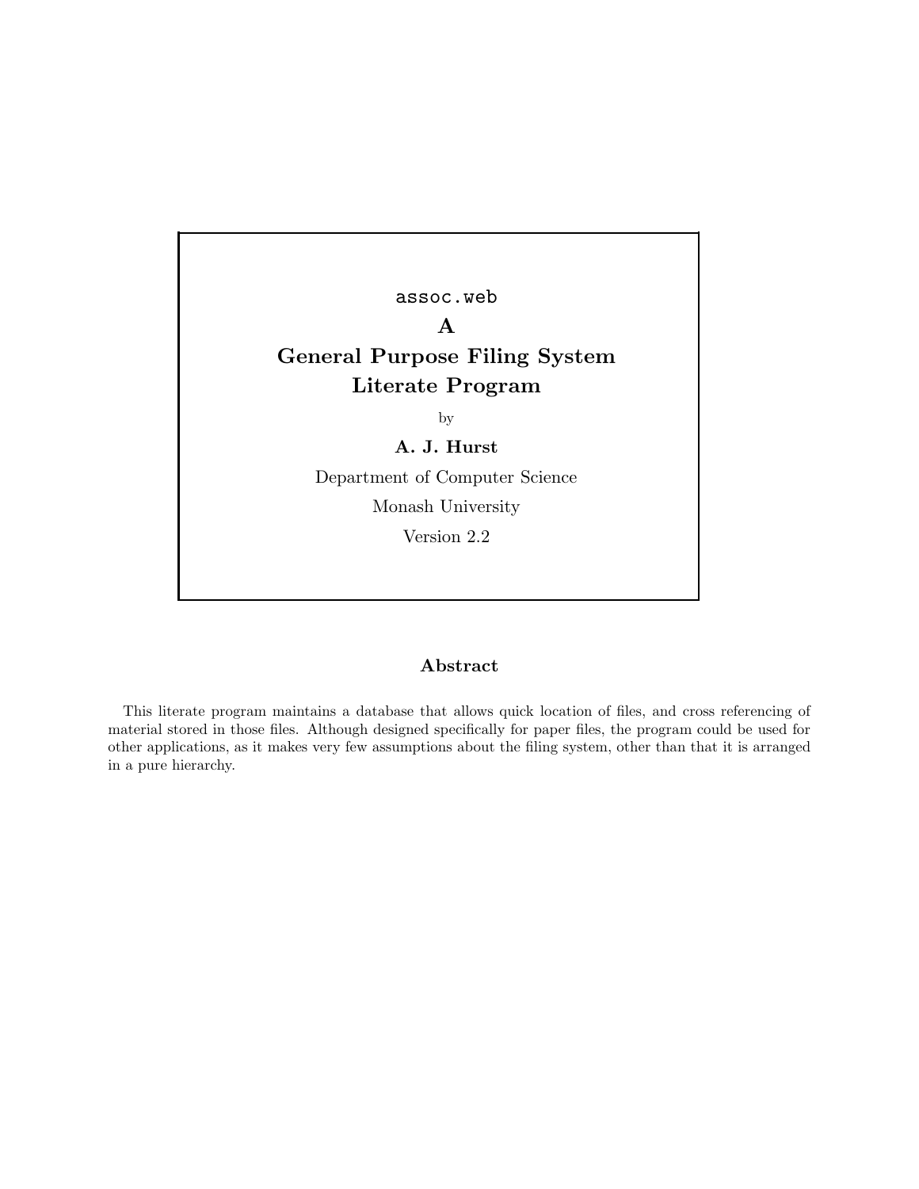`assoc.web`

# A
# General Purpose Filing System Literate Program

by

**A. J. Hurst**

Department of Computer Science

Monash University

Version 2.2

## Abstract

This literate program maintains a database that allows quick location of files, and cross referencing of material stored in those files. Although designed specifically for paper files, the program could be used for other applications, as it makes very few assumptions about the filing system, other than that it is arranged in a pure hierarchy.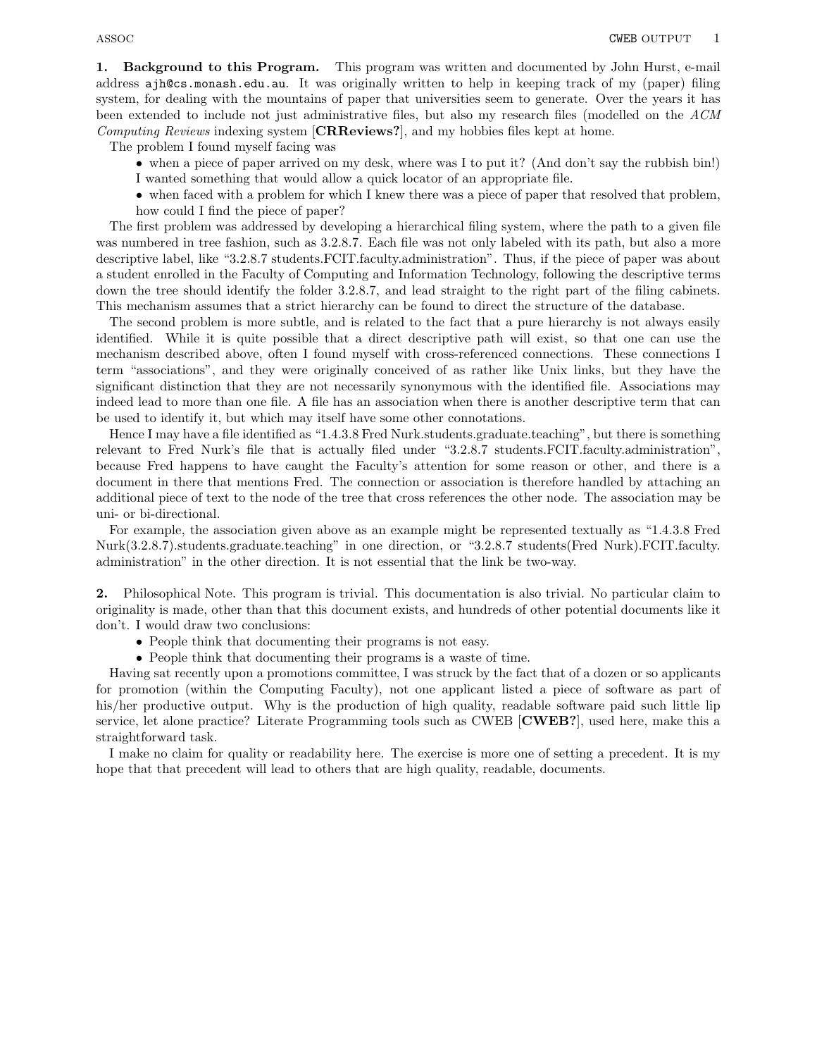**1. Background to this Program.** This program was written and documented by John Hurst, e-mail address `ajh@cs.monash.edu.au`. It was originally written to help in keeping track of my (paper) filing system, for dealing with the mountains of paper that universities seem to generate. Over the years it has been extended to include not just administrative files, but also my research files (modelled on the *ACM Computing Reviews* indexing system [**CRReviews?**], and my hobbies files kept at home.

The problem I found myself facing was

- when a piece of paper arrived on my desk, where was I to put it? (And don't say the rubbish bin!) I wanted something that would allow a quick locator of an appropriate file.
- when faced with a problem for which I knew there was a piece of paper that resolved that problem, how could I find the piece of paper?

The first problem was addressed by developing a hierarchical filing system, where the path to a given file was numbered in tree fashion, such as 3.2.8.7. Each file was not only labeled with its path, but also a more descriptive label, like "3.2.8.7 students.FCIT.faculty.administration". Thus, if the piece of paper was about a student enrolled in the Faculty of Computing and Information Technology, following the descriptive terms down the tree should identify the folder 3.2.8.7, and lead straight to the right part of the filing cabinets. This mechanism assumes that a strict hierarchy can be found to direct the structure of the database.

The second problem is more subtle, and is related to the fact that a pure hierarchy is not always easily identified. While it is quite possible that a direct descriptive path will exist, so that one can use the mechanism described above, often I found myself with cross-referenced connections. These connections I term "associations", and they were originally conceived of as rather like Unix links, but they have the significant distinction that they are not necessarily synonymous with the identified file. Associations may indeed lead to more than one file. A file has an association when there is another descriptive term that can be used to identify it, but which may itself have some other connotations.

Hence I may have a file identified as "1.4.3.8 Fred Nurk.students.graduate.teaching", but there is something relevant to Fred Nurk's file that is actually filed under "3.2.8.7 students.FCIT.faculty.administration", because Fred happens to have caught the Faculty's attention for some reason or other, and there is a document in there that mentions Fred. The connection or association is therefore handled by attaching an additional piece of text to the node of the tree that cross references the other node. The association may be uni- or bi-directional.

For example, the association given above as an example might be represented textually as "1.4.3.8 Fred Nurk(3.2.8.7).students.graduate.teaching" in one direction, or "3.2.8.7 students(Fred Nurk).FCIT.faculty.administration" in the other direction. It is not essential that the link be two-way.

**2.** Philosophical Note. This program is trivial. This documentation is also trivial. No particular claim to originality is made, other than that this document exists, and hundreds of other potential documents like it don't. I would draw two conclusions:

- People think that documenting their programs is not easy.
- People think that documenting their programs is a waste of time.

Having sat recently upon a promotions committee, I was struck by the fact that of a dozen or so applicants for promotion (within the Computing Faculty), not one applicant listed a piece of software as part of his/her productive output. Why is the production of high quality, readable software paid such little lip service, let alone practice? Literate Programming tools such as CWEB [**CWEB?**], used here, make this a straightforward task.

I make no claim for quality or readability here. The exercise is more one of setting a precedent. It is my hope that that precedent will lead to others that are high quality, readable, documents.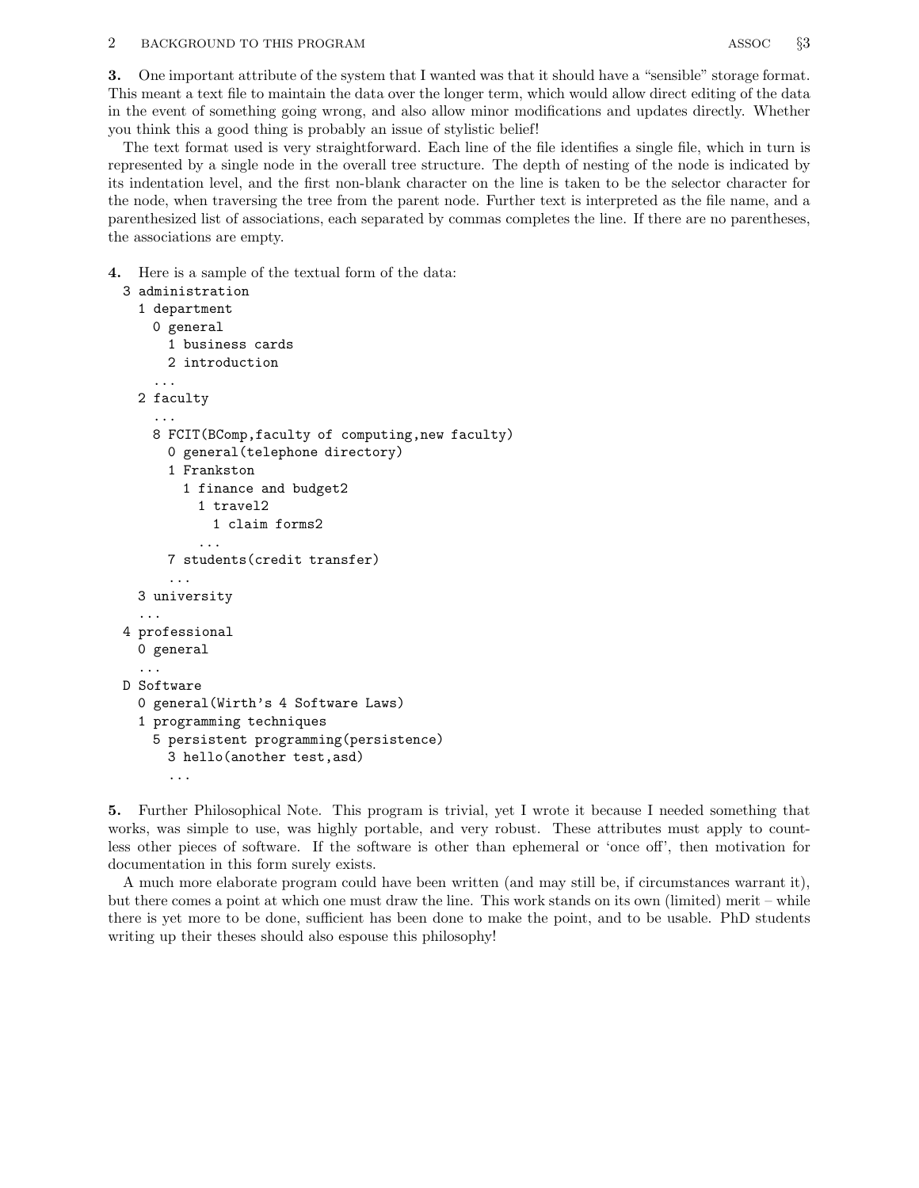**3.** One important attribute of the system that I wanted was that it should have a "sensible" storage format. This meant a text file to maintain the data over the longer term, which would allow direct editing of the data in the event of something going wrong, and also allow minor modifications and updates directly. Whether you think this a good thing is probably an issue of stylistic belief!

The text format used is very straightforward. Each line of the file identifies a single file, which in turn is represented by a single node in the overall tree structure. The depth of nesting of the node is indicated by its indentation level, and the first non-blank character on the line is taken to be the selector character for the node, when traversing the tree from the parent node. Further text is interpreted as the file name, and a parenthesized list of associations, each separated by commas completes the line. If there are no parentheses, the associations are empty.

**4.** Here is a sample of the textual form of the data:

```
3 administration
  1 department
    0 general
      1 business cards
      2 introduction
    ...
  2 faculty
    ...
    8 FCIT(BComp,faculty of computing,new faculty)
      0 general(telephone directory)
      1 Frankston
        1 finance and budget2
          1 travel2
            1 claim forms2
          ...
      7 students(credit transfer)
      ...
  3 university
  ...
4 professional
  0 general
  ...
D Software
  0 general(Wirth's 4 Software Laws)
  1 programming techniques
    5 persistent programming(persistence)
      3 hello(another test,asd)
      ...
```

**5.** Further Philosophical Note. This program is trivial, yet I wrote it because I needed something that works, was simple to use, was highly portable, and very robust. These attributes must apply to countless other pieces of software. If the software is other than ephemeral or 'once off', then motivation for documentation in this form surely exists.

A much more elaborate program could have been written (and may still be, if circumstances warrant it), but there comes a point at which one must draw the line. This work stands on its own (limited) merit – while there is yet more to be done, sufficient has been done to make the point, and to be usable. PhD students writing up their theses should also espouse this philosophy!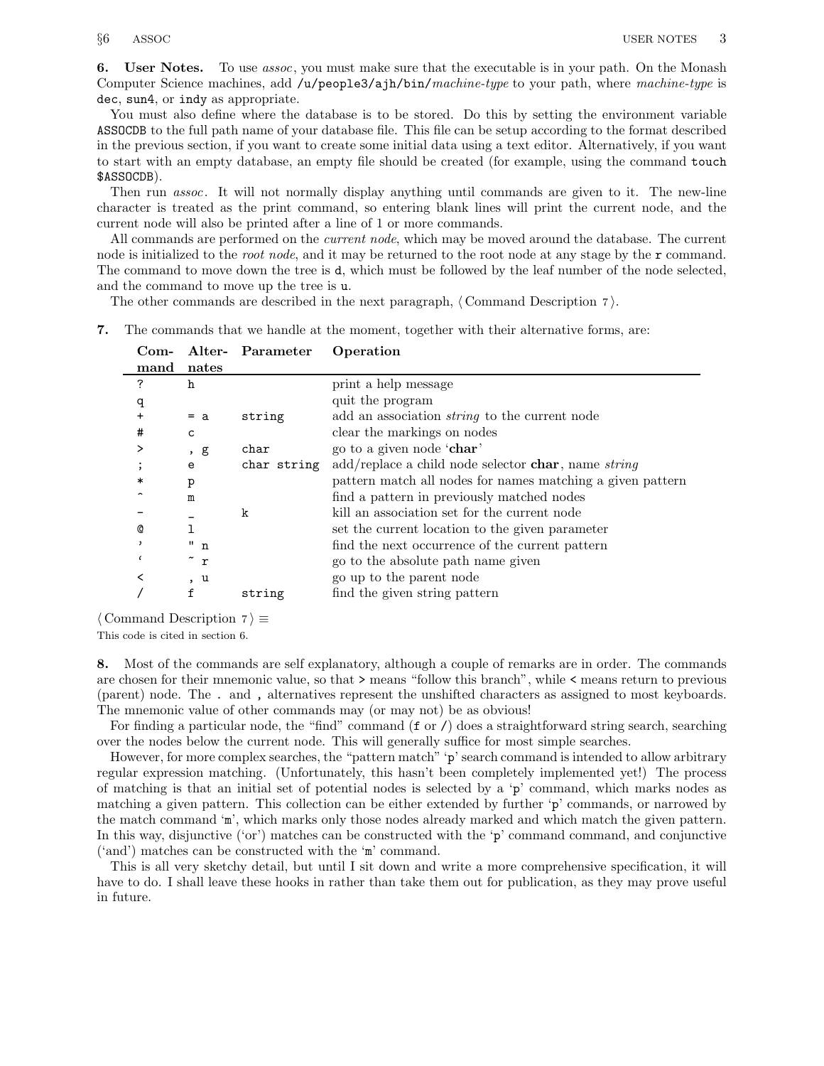**6. User Notes.** To use *assoc*, you must make sure that the executable is in your path. On the Monash Computer Science machines, add `/u/people3/ajh/bin/`*machine-type* to your path, where *machine-type* is `dec`, `sun4`, or `indy` as appropriate.

You must also define where the database is to be stored. Do this by setting the environment variable `ASSOCDB` to the full path name of your database file. This file can be setup according to the format described in the previous section, if you want to create some initial data using a text editor. Alternatively, if you want to start with an empty database, an empty file should be created (for example, using the command `touch $ASSOCDB`).

Then run *assoc*. It will not normally display anything until commands are given to it. The new-line character is treated as the print command, so entering blank lines will print the current node, and the current node will also be printed after a line of 1 or more commands.

All commands are performed on the *current node*, which may be moved around the database. The current node is initialized to the *root node*, and it may be returned to the root node at any stage by the `r` command. The command to move down the tree is `d`, which must be followed by the leaf number of the node selected, and the command to move up the tree is `u`.

The other commands are described in the next paragraph, ⟨ Command Description 7 ⟩.

**7.** The commands that we handle at the moment, together with their alternative forms, are:

| Command | Alternates | Parameter | Operation |
|---|---|---|---|
| `?` | `h` | | print a help message |
| `q` | | | quit the program |
| `+` | `= a` | `string` | add an association *string* to the current node |
| `#` | `c` | | clear the markings on nodes |
| `>` | `, g` | `char` | go to a given node '**char**' |
| `;` | `e` | `char string` | add/replace a child node selector **char**, name *string* |
| `*` | `p` | | pattern match all nodes for names matching a given pattern |
| `^` | `m` | | find a pattern in previously matched nodes |
| `-` | `_` | `k` | kill an association set for the current node |
| `@` | `l` | | set the current location to the given parameter |
| `'` | `" n` | | find the next occurrence of the current pattern |
| `` ` `` | `~ r` | | go to the absolute path name given |
| `<` | `, u` | | go up to the parent node |
| `/` | `f` | `string` | find the given string pattern |

⟨ Command Description 7 ⟩ ≡

This code is cited in section 6.

**8.** Most of the commands are self explanatory, although a couple of remarks are in order. The commands are chosen for their mnemonic value, so that `>` means "follow this branch", while `<` means return to previous (parent) node. The `.` and `,` alternatives represent the unshifted characters as assigned to most keyboards. The mnemonic value of other commands may (or may not) be as obvious!

For finding a particular node, the "find" command (`f` or `/`) does a straightforward string search, searching over the nodes below the current node. This will generally suffice for most simple searches.

However, for more complex searches, the "pattern match" '`p`' search command is intended to allow arbitrary regular expression matching. (Unfortunately, this hasn't been completely implemented yet!) The process of matching is that an initial set of potential nodes is selected by a '`p`' command, which marks nodes as matching a given pattern. This collection can be either extended by further '`p`' commands, or narrowed by the match command '`m`', which marks only those nodes already marked and which match the given pattern. In this way, disjunctive ('or') matches can be constructed with the '`p`' command command, and conjunctive ('and') matches can be constructed with the '`m`' command.

This is all very sketchy detail, but until I sit down and write a more comprehensive specification, it will have to do. I shall leave these hooks in rather than take them out for publication, as they may prove useful in future.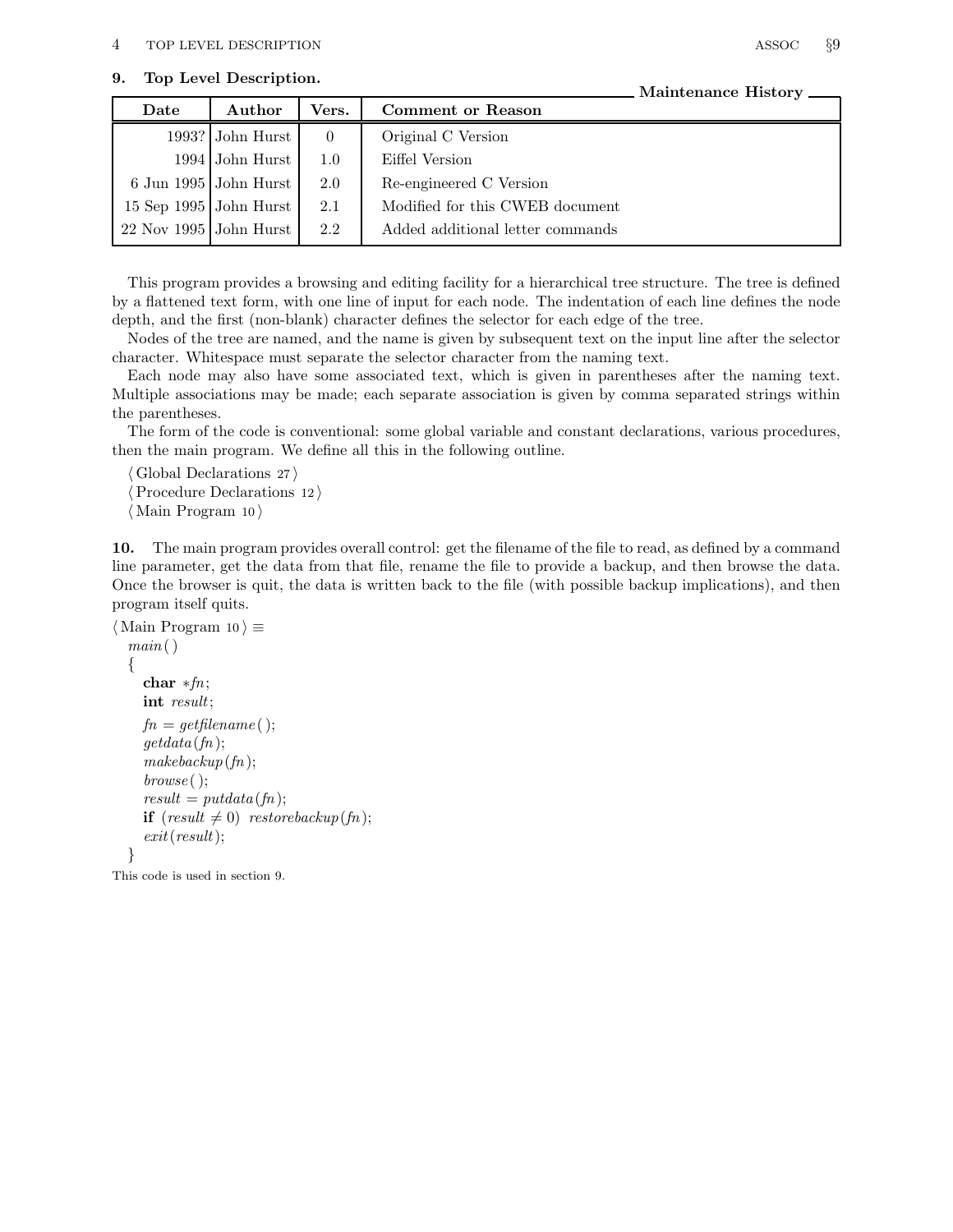**9. Top Level Description.**

**Maintenance History**

| Date | Author | Vers. | Comment or Reason |
|---|---|---|---|
| 1993? | John Hurst | 0 | Original C Version |
| 1994 | John Hurst | 1.0 | Eiffel Version |
| 6 Jun 1995 | John Hurst | 2.0 | Re-engineered C Version |
| 15 Sep 1995 | John Hurst | 2.1 | Modified for this CWEB document |
| 22 Nov 1995 | John Hurst | 2.2 | Added additional letter commands |

This program provides a browsing and editing facility for a hierarchical tree structure. The tree is defined by a flattened text form, with one line of input for each node. The indentation of each line defines the node depth, and the first (non-blank) character defines the selector for each edge of the tree.

Nodes of the tree are named, and the name is given by subsequent text on the input line after the selector character. Whitespace must separate the selector character from the naming text.

Each node may also have some associated text, which is given in parentheses after the naming text. Multiple associations may be made; each separate association is given by comma separated strings within the parentheses.

The form of the code is conventional: some global variable and constant declarations, various procedures, then the main program. We define all this in the following outline.

⟨ Global Declarations 27 ⟩
⟨ Procedure Declarations 12 ⟩
⟨ Main Program 10 ⟩

**10.** The main program provides overall control: get the filename of the file to read, as defined by a command line parameter, get the data from that file, rename the file to provide a backup, and then browse the data. Once the browser is quit, the data is written back to the file (with possible backup implications), and then program itself quits.

⟨ Main Program 10 ⟩ ≡

```
main()
{
  char *fn;
  int result;
  fn = getfilename();
  getdata(fn);
  makebackup(fn);
  browse();
  result = putdata(fn);
  if (result ≠ 0) restorebackup(fn);
  exit(result);
}
```

This code is used in section 9.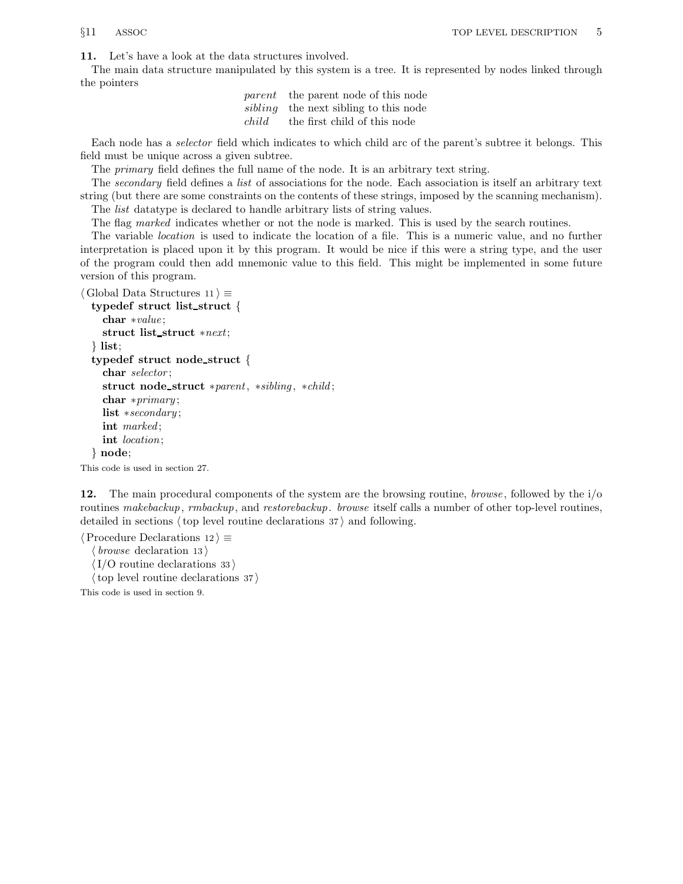**11.** Let's have a look at the data structures involved.

The main data structure manipulated by this system is a tree. It is represented by nodes linked through the pointers

| | |
|---|---|
| *parent* | the parent node of this node |
| *sibling* | the next sibling to this node |
| *child* | the first child of this node |

Each node has a *selector* field which indicates to which child arc of the parent's subtree it belongs. This field must be unique across a given subtree.

The *primary* field defines the full name of the node. It is an arbitrary text string.

The *secondary* field defines a *list* of associations for the node. Each association is itself an arbitrary text string (but there are some constraints on the contents of these strings, imposed by the scanning mechanism).

The *list* datatype is declared to handle arbitrary lists of string values.

The flag *marked* indicates whether or not the node is marked. This is used by the search routines.

The variable *location* is used to indicate the location of a file. This is a numeric value, and no further interpretation is placed upon it by this program. It would be nice if this were a string type, and the user of the program could then add mnemonic value to this field. This might be implemented in some future version of this program.

```
⟨ Global Data Structures 11 ⟩ ≡
  typedef struct list_struct {
    char *value;
    struct list_struct *next;
  } list;
  typedef struct node_struct {
    char selector;
    struct node_struct *parent, *sibling, *child;
    char *primary;
    list *secondary;
    int marked;
    int location;
  } node;
```

This code is used in section 27.

**12.** The main procedural components of the system are the browsing routine, *browse*, followed by the i/o routines *makebackup*, *rmbackup*, and *restorebackup*. *browse* itself calls a number of other top-level routines, detailed in sections ⟨ top level routine declarations 37 ⟩ and following.

```
⟨ Procedure Declarations 12 ⟩ ≡
  ⟨ browse declaration 13 ⟩
  ⟨ I/O routine declarations 33 ⟩
  ⟨ top level routine declarations 37 ⟩
```

This code is used in section 9.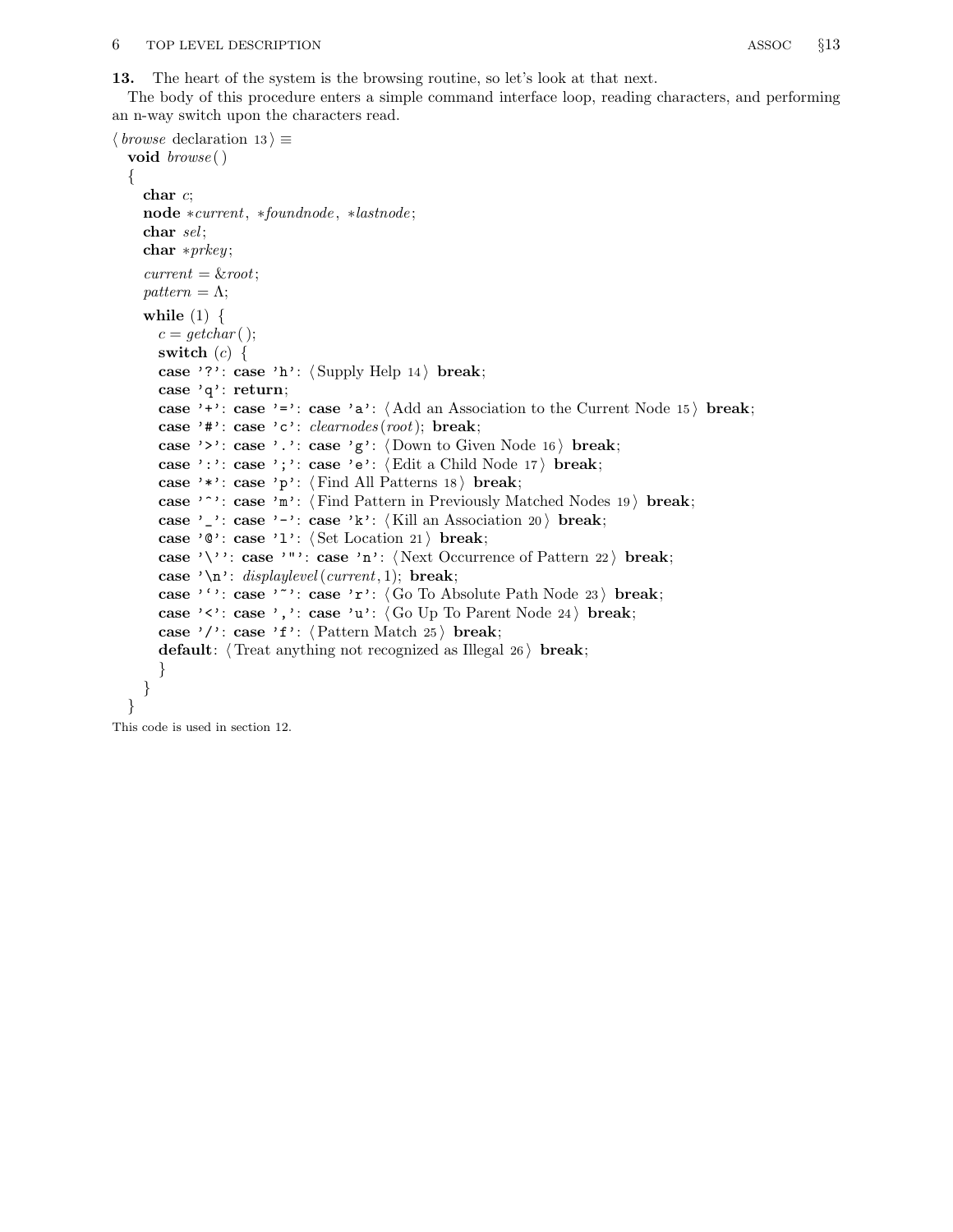**13.** The heart of the system is the browsing routine, so let's look at that next.

The body of this procedure enters a simple command interface loop, reading characters, and performing an n-way switch upon the characters read.

⟨ *browse* declaration 13 ⟩ ≡

```
void browse( )
{
  char c;
  node *current, *foundnode, *lastnode;
  char sel;
  char *prkey;

  current = &root;
  pattern = Λ;
  while (1) {
    c = getchar( );
    switch (c) {
    case '?': case 'h': ⟨ Supply Help 14 ⟩ break;
    case 'q': return;
    case '+': case '=': case 'a': ⟨ Add an Association to the Current Node 15 ⟩ break;
    case '#': case 'c': clearnodes(root); break;
    case '>': case '.': case 'g': ⟨ Down to Given Node 16 ⟩ break;
    case ':': case ';': case 'e': ⟨ Edit a Child Node 17 ⟩ break;
    case '*': case 'p': ⟨ Find All Patterns 18 ⟩ break;
    case '^': case 'm': ⟨ Find Pattern in Previously Matched Nodes 19 ⟩ break;
    case '_': case '-': case 'k': ⟨ Kill an Association 20 ⟩ break;
    case '@': case 'l': ⟨ Set Location 21 ⟩ break;
    case '\'': case '"': case 'n': ⟨ Next Occurrence of Pattern 22 ⟩ break;
    case '\n': displaylevel(current, 1); break;
    case '`': case '~': case 'r': ⟨ Go To Absolute Path Node 23 ⟩ break;
    case '<': case ',': case 'u': ⟨ Go Up To Parent Node 24 ⟩ break;
    case '/': case 'f': ⟨ Pattern Match 25 ⟩ break;
    default: ⟨ Treat anything not recognized as Illegal 26 ⟩ break;
    }
  }
}
```

This code is used in section 12.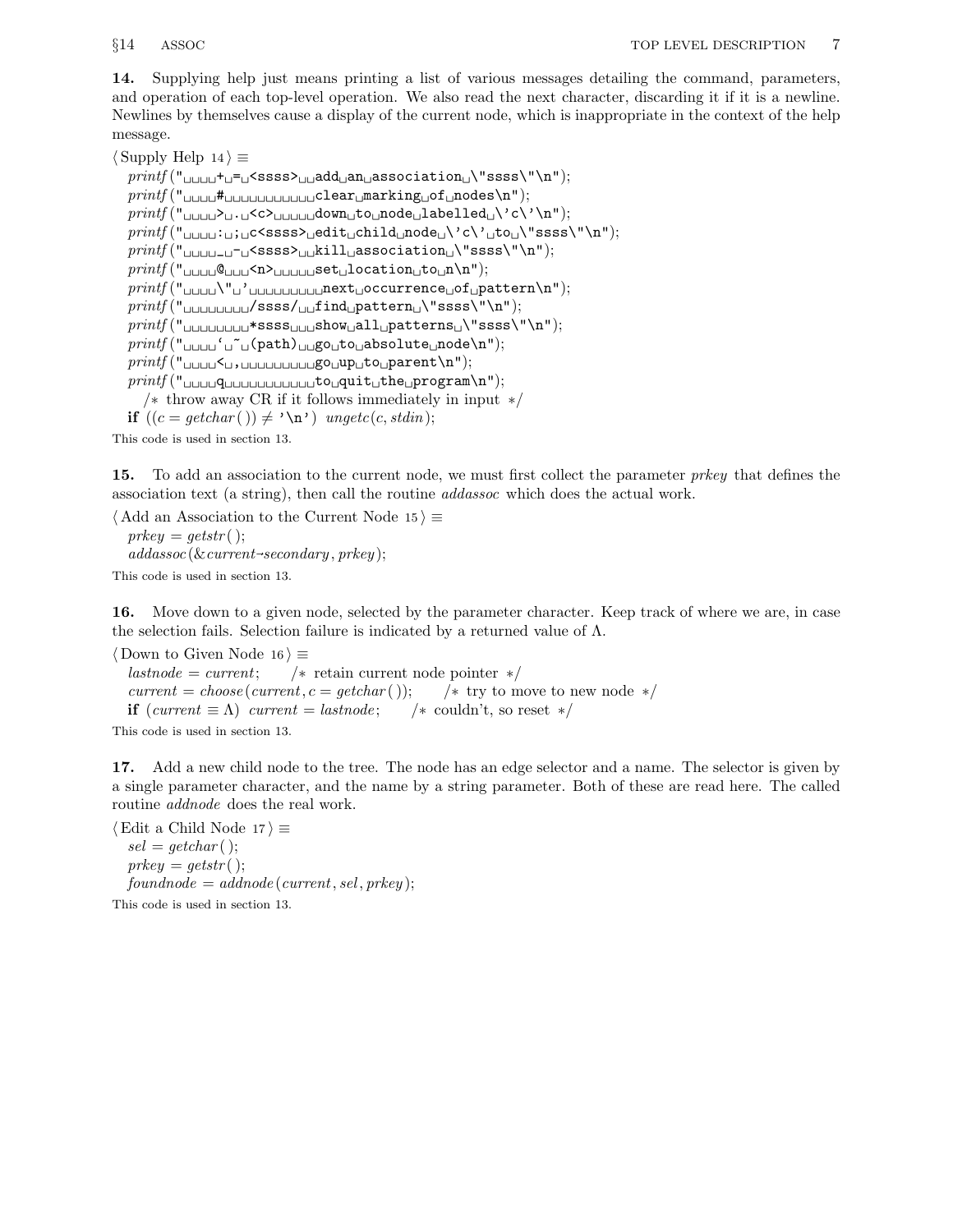**14.** Supplying help just means printing a list of various messages detailing the command, parameters, and operation of each top-level operation. We also read the next character, discarding it if it is a newline. Newlines by themselves cause a display of the current node, which is inappropriate in the context of the help message.

⟨ Supply Help 14 ⟩ ≡

```
printf("    + = <ssss>  add an association \"ssss\"\n");
printf("    #            clear marking of nodes\n");
printf("    > . <c>      down to node labelled \'c\'\n");
printf("    : ; c<ssss> edit child node \'c\' to \"ssss\"\n");
printf("    _ - <ssss>  kill association \"ssss\"\n");
printf("    @   <n>      set location to n\n");
printf("    \" '          next occurrence of pattern\n");
printf("        /ssss/  find pattern \"ssss\"\n");
printf("        *ssss   show all patterns \"ssss\"\n");
printf("    ` ~ (path)  go to absolute node\n");
printf("    < ,          go up to parent\n");
printf("    q            to quit the program\n");
   /* throw away CR if it follows immediately in input */
if ((c = getchar()) ≠ '\n') ungetc(c, stdin);
```

This code is used in section 13.

**15.** To add an association to the current node, we must first collect the parameter *prkey* that defines the association text (a string), then call the routine *addassoc* which does the actual work.

⟨ Add an Association to the Current Node 15 ⟩ ≡

```
prkey = getstr();
addassoc(&current→secondary, prkey);
```

This code is used in section 13.

**16.** Move down to a given node, selected by the parameter character. Keep track of where we are, in case the selection fails. Selection failure is indicated by a returned value of Λ.

⟨ Down to Given Node 16 ⟩ ≡

```
lastnode = current;    /* retain current node pointer */
current = choose(current, c = getchar());    /* try to move to new node */
if (current ≡ Λ) current = lastnode;    /* couldn't, so reset */
```

This code is used in section 13.

**17.** Add a new child node to the tree. The node has an edge selector and a name. The selector is given by a single parameter character, and the name by a string parameter. Both of these are read here. The called routine *addnode* does the real work.

⟨ Edit a Child Node 17 ⟩ ≡

```
sel = getchar();
prkey = getstr();
foundnode = addnode(current, sel, prkey);
```

This code is used in section 13.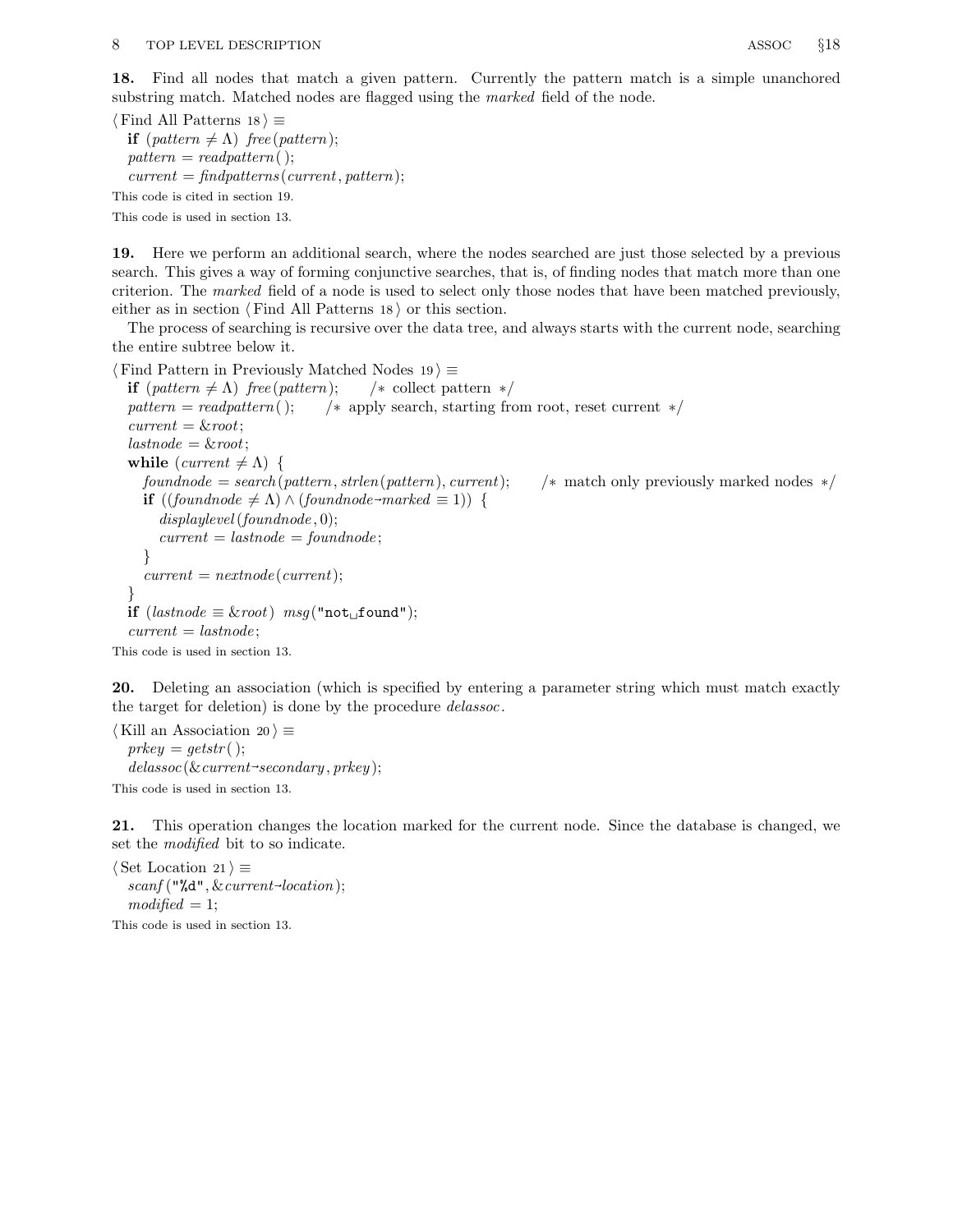**18.** Find all nodes that match a given pattern. Currently the pattern match is a simple unanchored substring match. Matched nodes are flagged using the *marked* field of the node.

⟨ Find All Patterns 18 ⟩ ≡

```
if (pattern ≠ Λ) free(pattern);
pattern = readpattern();
current = findpatterns(current, pattern);
```

This code is cited in section 19.

This code is used in section 13.

**19.** Here we perform an additional search, where the nodes searched are just those selected by a previous search. This gives a way of forming conjunctive searches, that is, of finding nodes that match more than one criterion. The *marked* field of a node is used to select only those nodes that have been matched previously, either as in section ⟨ Find All Patterns 18 ⟩ or this section.

The process of searching is recursive over the data tree, and always starts with the current node, searching the entire subtree below it.

⟨ Find Pattern in Previously Matched Nodes 19 ⟩ ≡

```
if (pattern ≠ Λ) free(pattern);    /* collect pattern */
pattern = readpattern();    /* apply search, starting from root, reset current */
current = &root;
lastnode = &root;
while (current ≠ Λ) {
  foundnode = search(pattern, strlen(pattern), current);    /* match only previously marked nodes */
  if ((foundnode ≠ Λ) ∧ (foundnode→marked ≡ 1)) {
    displaylevel(foundnode, 0);
    current = lastnode = foundnode;
  }
  current = nextnode(current);
}
if (lastnode ≡ &root) msg("not found");
current = lastnode;
```

This code is used in section 13.

**20.** Deleting an association (which is specified by entering a parameter string which must match exactly the target for deletion) is done by the procedure *delassoc*.

⟨ Kill an Association 20 ⟩ ≡

```
prkey = getstr();
delassoc(&current→secondary, prkey);
```

This code is used in section 13.

**21.** This operation changes the location marked for the current node. Since the database is changed, we set the *modified* bit to so indicate.

⟨ Set Location 21 ⟩ ≡

```
scanf("%d", &current→location);
modified = 1;
```

This code is used in section 13.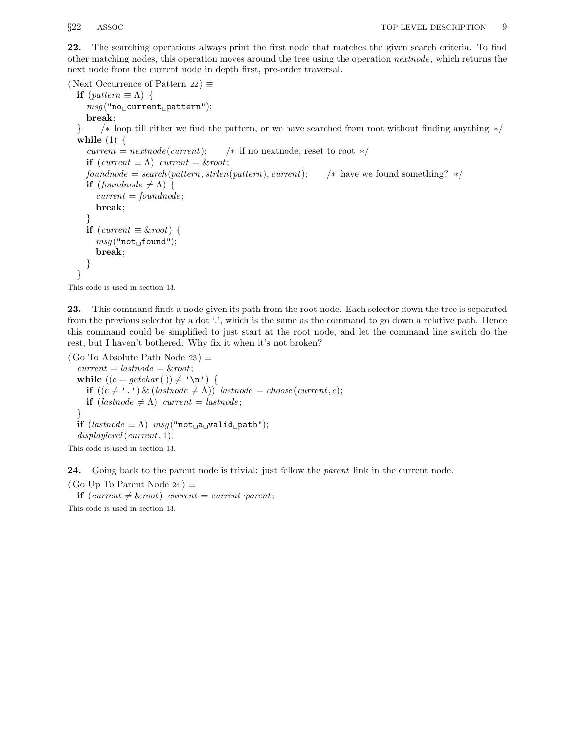**22.** The searching operations always print the first node that matches the given search criteria. To find other matching nodes, this operation moves around the tree using the operation *nextnode*, which returns the next node from the current node in depth first, pre-order traversal.

⟨ Next Occurrence of Pattern 22 ⟩ ≡

```
if (pattern ≡ Λ) {
  msg("no current pattern");
  break;
}   /* loop till either we find the pattern, or we have searched from root without finding anything */
while (1) {
  current = nextnode(current);   /* if no nextnode, reset to root */
  if (current ≡ Λ) current = &root;
  foundnode = search(pattern, strlen(pattern), current);   /* have we found something? */
  if (foundnode ≠ Λ) {
    current = foundnode;
    break;
  }
  if (current ≡ &root) {
    msg("not found");
    break;
  }
}
```

This code is used in section 13.

**23.** This command finds a node given its path from the root node. Each selector down the tree is separated from the previous selector by a dot '.', which is the same as the command to go down a relative path. Hence this command could be simplified to just start at the root node, and let the command line switch do the rest, but I haven't bothered. Why fix it when it's not broken?

⟨ Go To Absolute Path Node 23 ⟩ ≡

```
current = lastnode = &root;
while ((c = getchar()) ≠ '\n') {
  if ((c ≠ '.') & (lastnode ≠ Λ)) lastnode = choose(current, c);
  if (lastnode ≠ Λ) current = lastnode;
}
if (lastnode ≡ Λ) msg("not a valid path");
displaylevel(current, 1);
```

This code is used in section 13.

**24.** Going back to the parent node is trivial: just follow the *parent* link in the current node.

⟨ Go Up To Parent Node 24 ⟩ ≡

```
if (current ≠ &root) current = current→parent;
```

This code is used in section 13.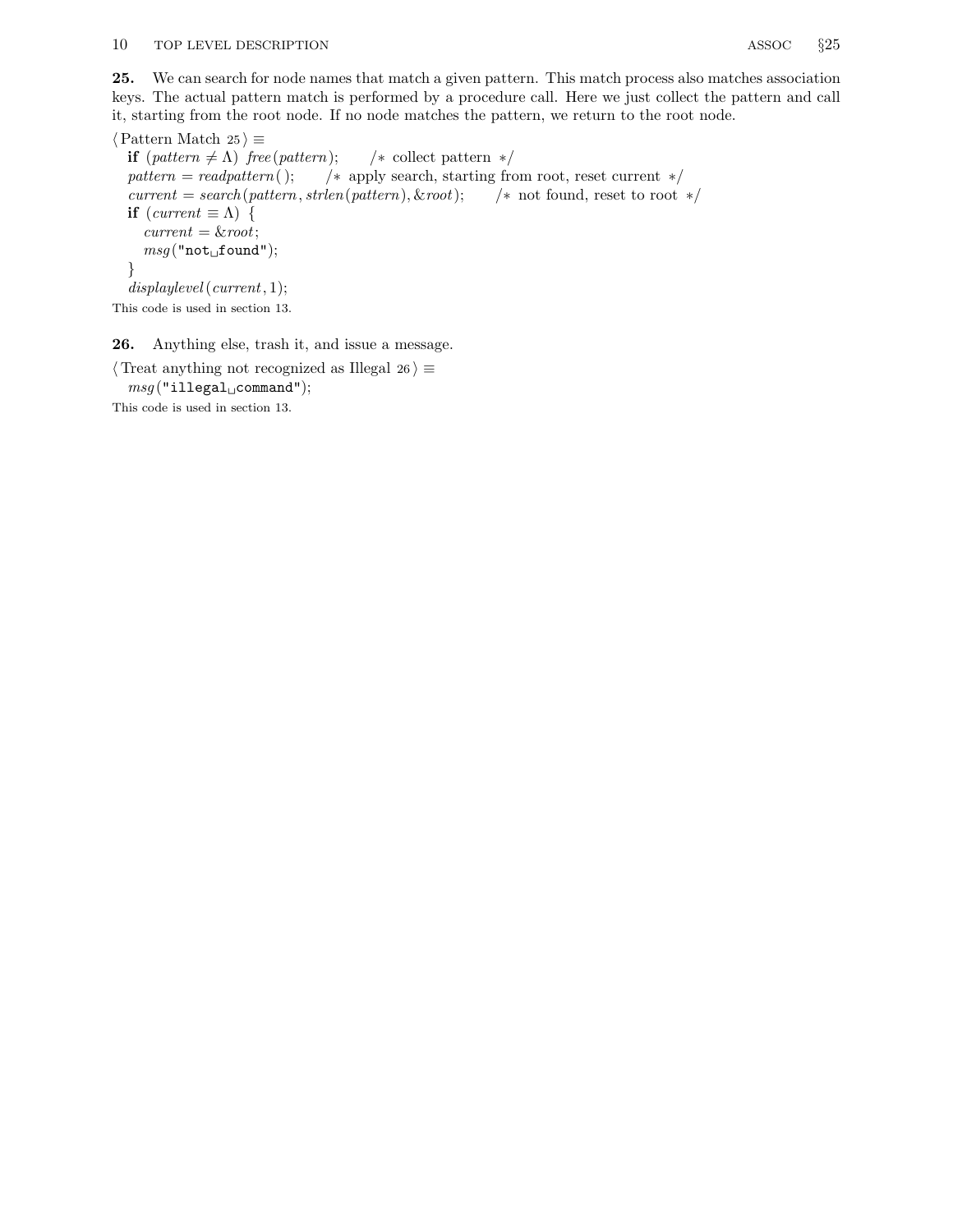**25.** We can search for node names that match a given pattern. This match process also matches association keys. The actual pattern match is performed by a procedure call. Here we just collect the pattern and call it, starting from the root node. If no node matches the pattern, we return to the root node.

⟨ Pattern Match 25 ⟩ ≡

```
if (pattern ≠ Λ) free(pattern);     /* collect pattern */
pattern = readpattern();     /* apply search, starting from root, reset current */
current = search(pattern, strlen(pattern), &root);     /* not found, reset to root */
if (current ≡ Λ) {
  current = &root;
  msg("not found");
}
displaylevel(current, 1);
```

This code is used in section 13.

**26.** Anything else, trash it, and issue a message.

⟨ Treat anything not recognized as Illegal 26 ⟩ ≡

```
msg("illegal command");
```

This code is used in section 13.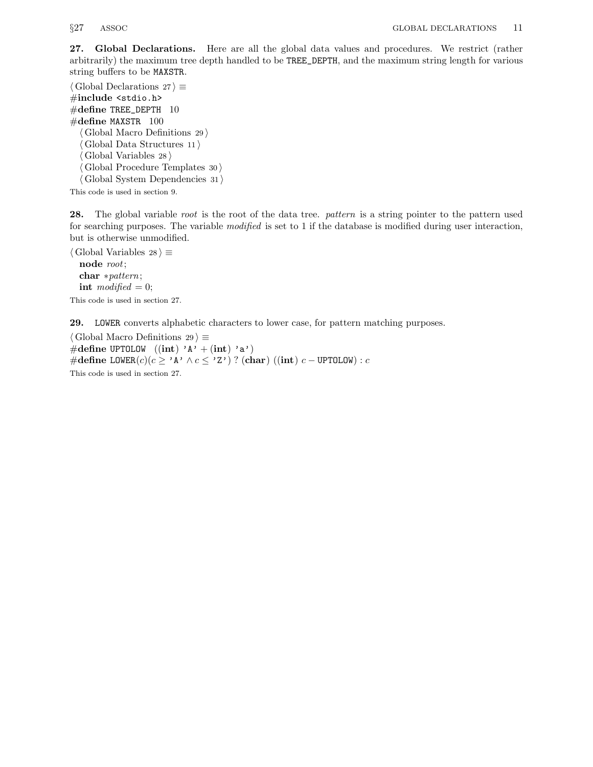**27. Global Declarations.** Here are all the global data values and procedures. We restrict (rather arbitrarily) the maximum tree depth handled to be `TREE_DEPTH`, and the maximum string length for various string buffers to be `MAXSTR`.

⟨ Global Declarations 27 ⟩ ≡

```
#include <stdio.h>
#define TREE_DEPTH 10
#define MAXSTR 100
  ⟨ Global Macro Definitions 29 ⟩
  ⟨ Global Data Structures 11 ⟩
  ⟨ Global Variables 28 ⟩
  ⟨ Global Procedure Templates 30 ⟩
  ⟨ Global System Dependencies 31 ⟩
```

This code is used in section 9.

**28.** The global variable *root* is the root of the data tree. *pattern* is a string pointer to the pattern used for searching purposes. The variable *modified* is set to 1 if the database is modified during user interaction, but is otherwise unmodified.

⟨ Global Variables 28 ⟩ ≡

```
  node root;
  char *pattern;
  int modified = 0;
```

This code is used in section 27.

**29.** `LOWER` converts alphabetic characters to lower case, for pattern matching purposes.

⟨ Global Macro Definitions 29 ⟩ ≡

```
#define UPTOLOW ((int) 'A' + (int) 'a')
#define LOWER(c)(c ≥ 'A' ∧ c ≤ 'Z') ? (char) ((int) c − UPTOLOW) : c
```

This code is used in section 27.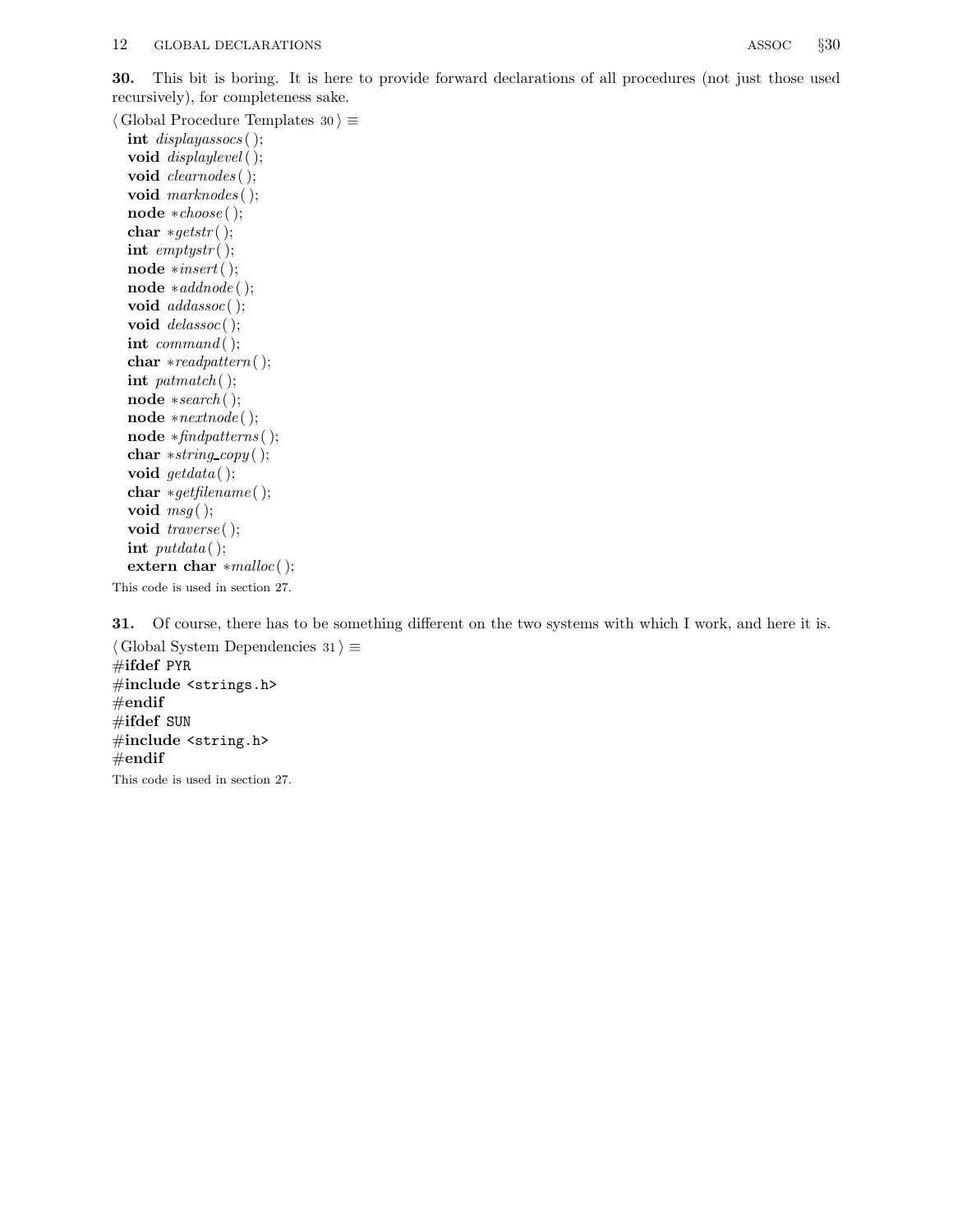**30.** This bit is boring. It is here to provide forward declarations of all procedures (not just those used recursively), for completeness sake.

⟨ Global Procedure Templates 30 ⟩ ≡

```
int displayassocs();
void displaylevel();
void clearnodes();
void marknodes();
node *choose();
char *getstr();
int emptystr();
node *insert();
node *addnode();
void addassoc();
void delassoc();
int command();
char *readpattern();
int patmatch();
node *search();
node *nextnode();
node *findpatterns();
char *string_copy();
void getdata();
char *getfilename();
void msg();
void traverse();
int putdata();
extern char *malloc();
```

This code is used in section 27.

**31.** Of course, there has to be something different on the two systems with which I work, and here it is.

⟨ Global System Dependencies 31 ⟩ ≡

```
#ifdef PYR
#include <strings.h>
#endif
#ifdef SUN
#include <string.h>
#endif
```

This code is used in section 27.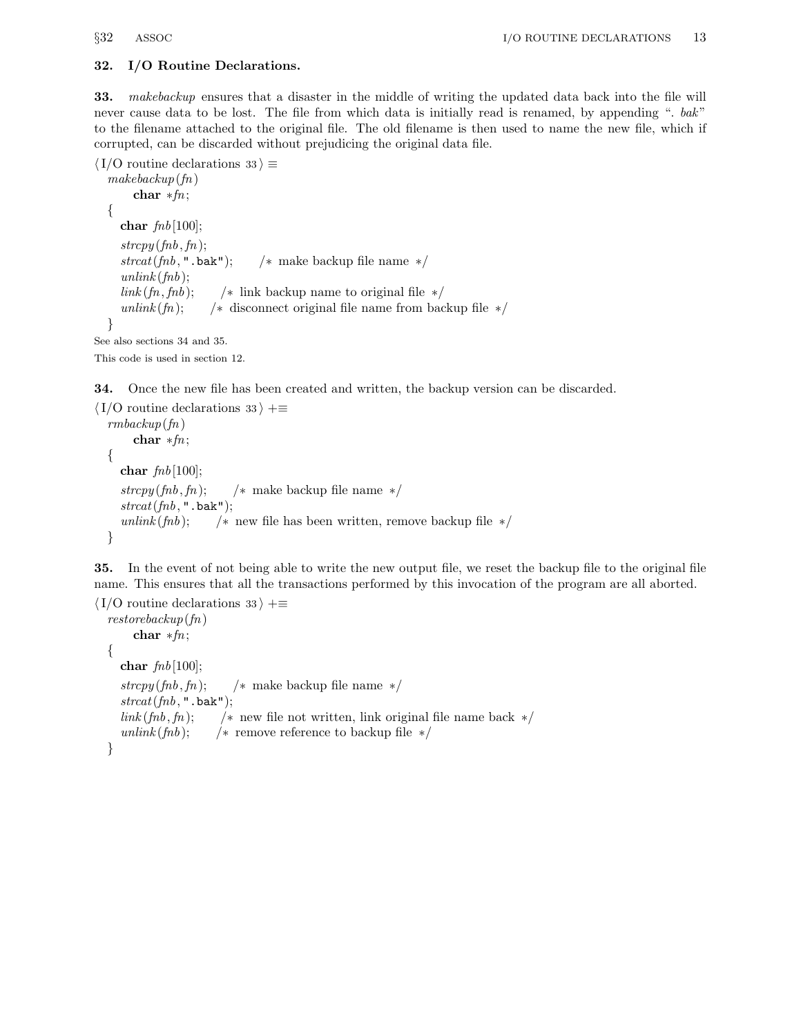### 32. I/O Routine Declarations.

**33.** *makebackup* ensures that a disaster in the middle of writing the updated data back into the file will never cause data to be lost. The file from which data is initially read is renamed, by appending ". *bak*" to the filename attached to the original file. The old filename is then used to name the new file, which if corrupted, can be discarded without prejudicing the original data file.

⟨I/O routine declarations 33⟩ ≡

```
makebackup(fn)
    char *fn;
{
  char fnb[100];
  strcpy(fnb, fn);
  strcat(fnb, ".bak");   /* make backup file name */
  unlink(fnb);
  link(fn, fnb);   /* link backup name to original file */
  unlink(fn);   /* disconnect original file name from backup file */
}
```

See also sections 34 and 35.

This code is used in section 12.

**34.** Once the new file has been created and written, the backup version can be discarded.

⟨I/O routine declarations 33⟩ +≡

```
rmbackup(fn)
    char *fn;
{
  char fnb[100];
  strcpy(fnb, fn);   /* make backup file name */
  strcat(fnb, ".bak");
  unlink(fnb);   /* new file has been written, remove backup file */
}
```

**35.** In the event of not being able to write the new output file, we reset the backup file to the original file name. This ensures that all the transactions performed by this invocation of the program are all aborted.

⟨I/O routine declarations 33⟩ +≡

```
restorebackup(fn)
    char *fn;
{
  char fnb[100];
  strcpy(fnb, fn);   /* make backup file name */
  strcat(fnb, ".bak");
  link(fnb, fn);   /* new file not written, link original file name back */
  unlink(fnb);   /* remove reference to backup file */
}
```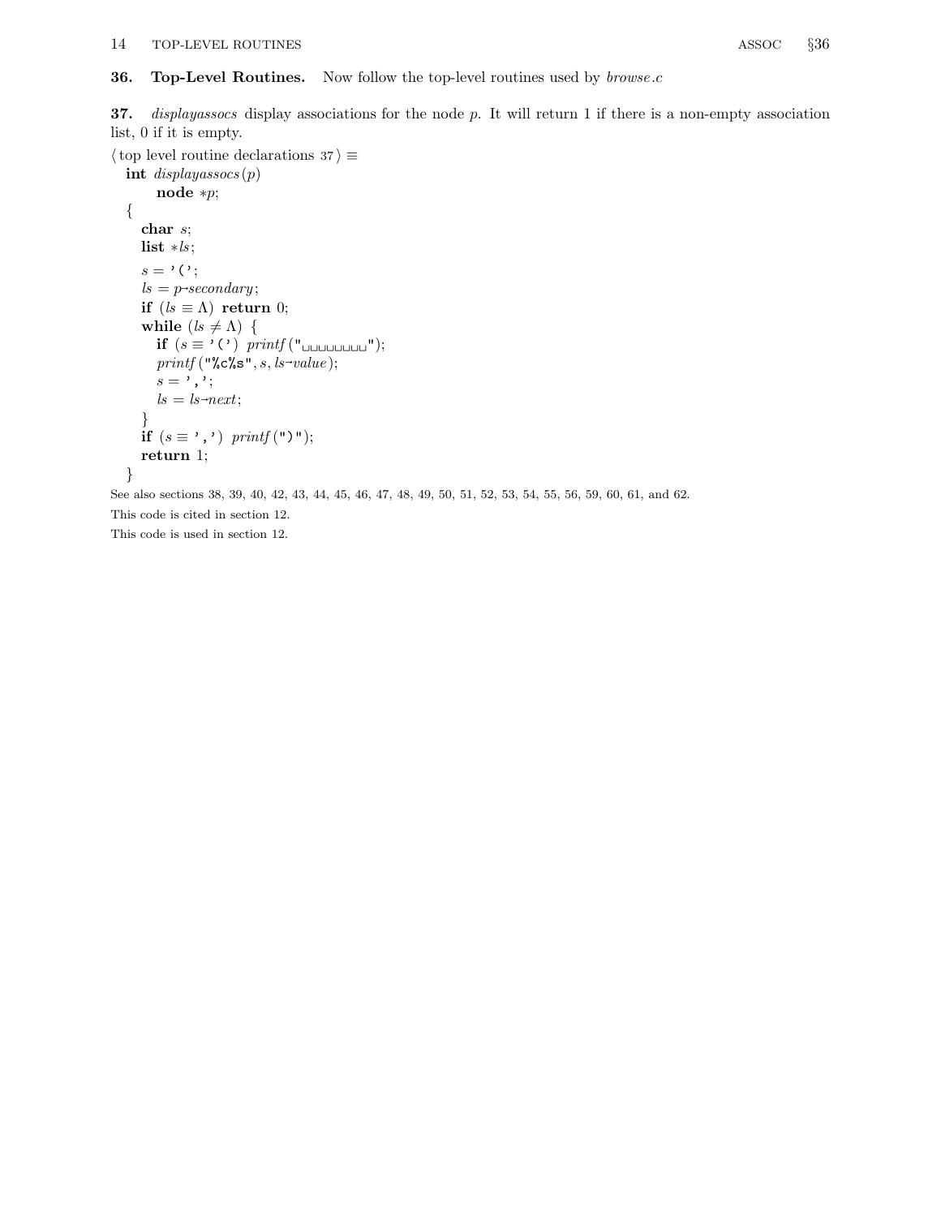**36. Top-Level Routines.** Now follow the top-level routines used by *browse.c*

**37.** *displayassocs* display associations for the node *p*. It will return 1 if there is a non-empty association list, 0 if it is empty.

⟨ top level routine declarations 37 ⟩ ≡

```
int displayassocs(p)
    node *p;
{
  char s;
  list *ls;
  s = '(';
  ls = p->secondary;
  if (ls == NULL) return 0;
  while (ls != NULL) {
    if (s == '(') printf("        ");
    printf("%c%s", s, ls->value);
    s = ',';
    ls = ls->next;
  }
  if (s == ',') printf(")");
  return 1;
}
```

See also sections 38, 39, 40, 42, 43, 44, 45, 46, 47, 48, 49, 50, 51, 52, 53, 54, 55, 56, 59, 60, 61, and 62.

This code is cited in section 12.

This code is used in section 12.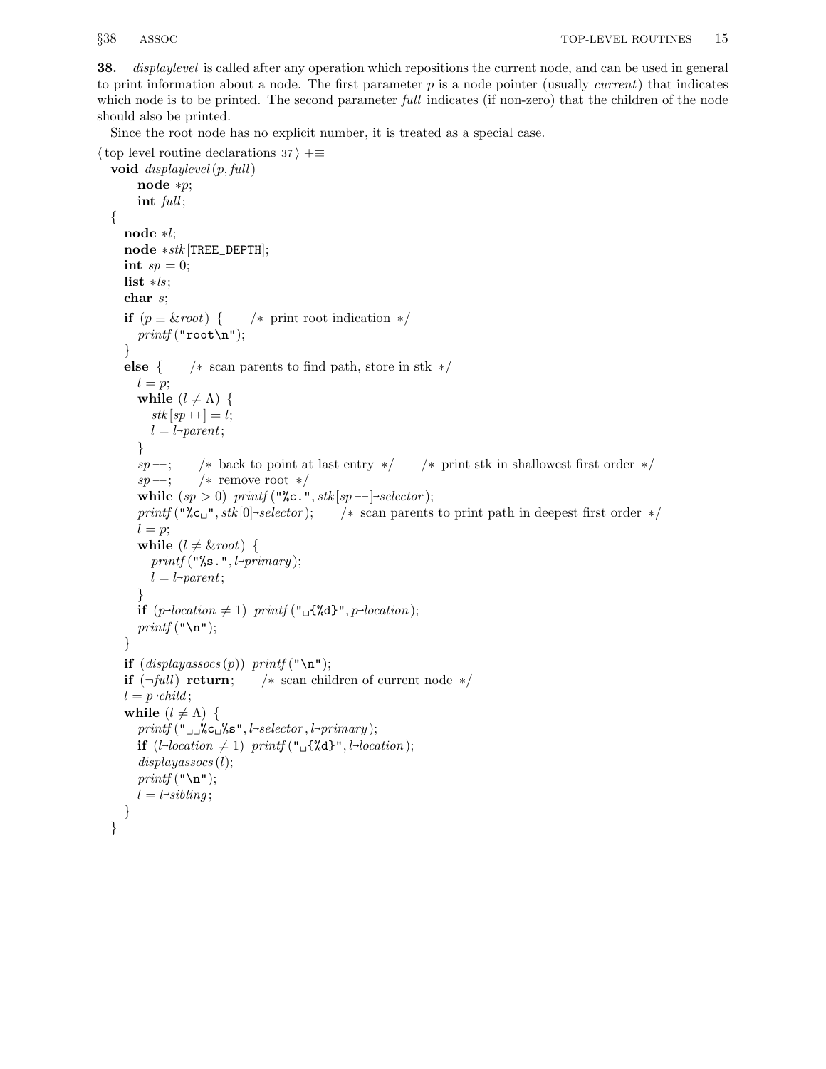**38.** *displaylevel* is called after any operation which repositions the current node, and can be used in general to print information about a node. The first parameter *p* is a node pointer (usually *current*) that indicates which node is to be printed. The second parameter *full* indicates (if non-zero) that the children of the node should also be printed.

Since the root node has no explicit number, it is treated as a special case.

⟨ top level routine declarations 37 ⟩ +≡

```
void displaylevel(p, full)
     node *p;
     int full;
{
  node *l;
  node *stk[TREE_DEPTH];
  int sp = 0;
  list *ls;
  char s;
  if (p ≡ &root) {      /* print root indication */
    printf("root\n");
  }
  else {      /* scan parents to find path, store in stk */
    l = p;
    while (l ≠ Λ) {
      stk[sp++] = l;
      l = l→parent;
    }
    sp−−;      /* back to point at last entry */      /* print stk in shallowest first order */
    sp−−;      /* remove root */
    while (sp > 0) printf("%c.", stk[sp−−]→selector);
    printf("%c␣", stk[0]→selector);      /* scan parents to print path in deepest first order */
    l = p;
    while (l ≠ &root) {
      printf("%s.", l→primary);
      l = l→parent;
    }
    if (p→location ≠ 1) printf("␣{%d}", p→location);
    printf("\n");
  }
  if (displayassocs(p)) printf("\n");
  if (¬full) return;      /* scan children of current node */
  l = p→child;
  while (l ≠ Λ) {
    printf("␣␣%c␣%s", l→selector, l→primary);
    if (l→location ≠ 1) printf("␣{%d}", l→location);
    displayassocs(l);
    printf("\n");
    l = l→sibling;
  }
}
```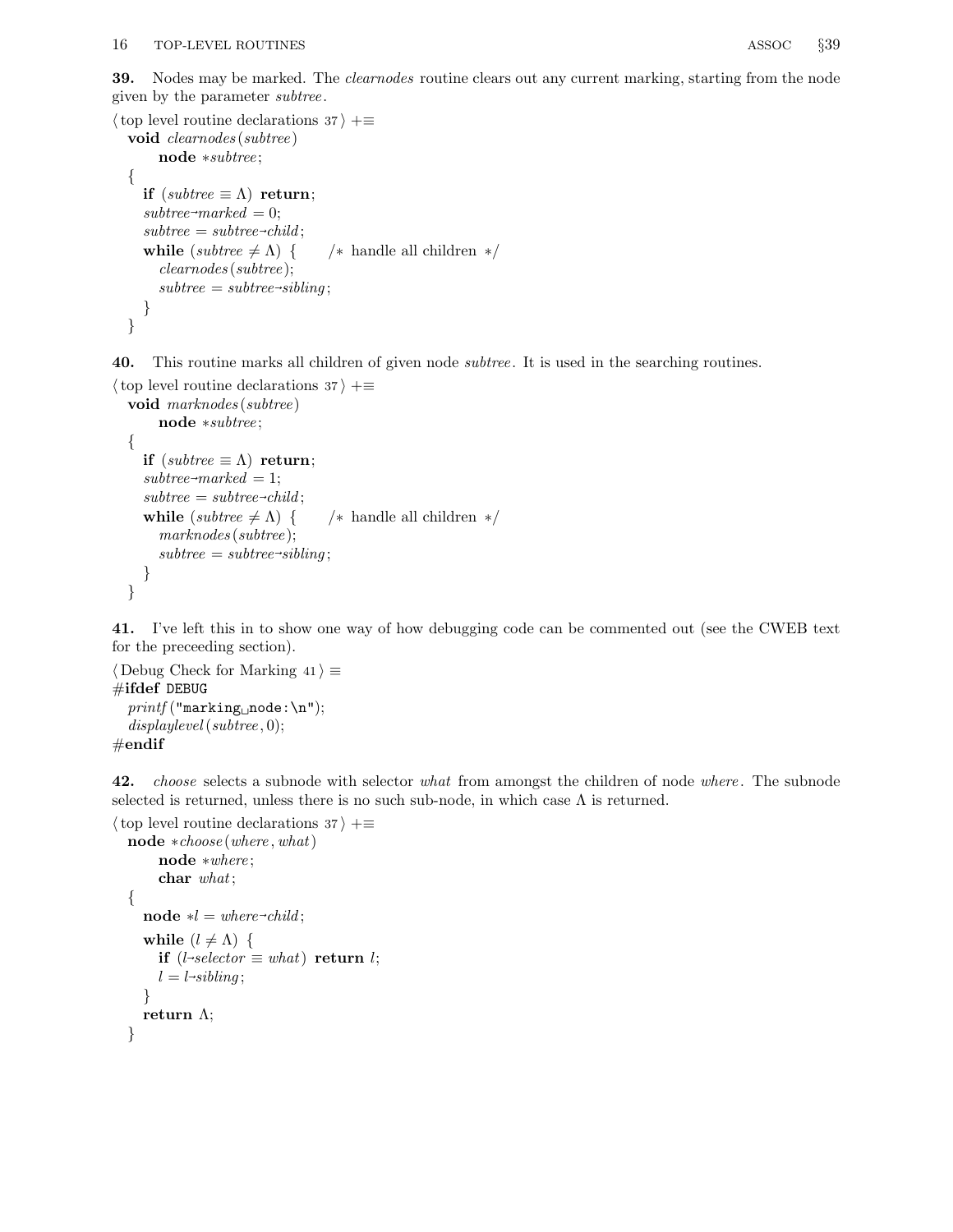**39.** Nodes may be marked. The *clearnodes* routine clears out any current marking, starting from the node given by the parameter *subtree*.

⟨ top level routine declarations 37 ⟩ +≡

```
void clearnodes(subtree)
    node *subtree;
{
  if (subtree ≡ Λ) return;
  subtree→marked = 0;
  subtree = subtree→child;
  while (subtree ≠ Λ) {    /* handle all children */
    clearnodes(subtree);
    subtree = subtree→sibling;
  }
}
```

**40.** This routine marks all children of given node *subtree*. It is used in the searching routines.

⟨ top level routine declarations 37 ⟩ +≡

```
void marknodes(subtree)
    node *subtree;
{
  if (subtree ≡ Λ) return;
  subtree→marked = 1;
  subtree = subtree→child;
  while (subtree ≠ Λ) {    /* handle all children */
    marknodes(subtree);
    subtree = subtree→sibling;
  }
}
```

**41.** I've left this in to show one way of how debugging code can be commented out (see the CWEB text for the preceeding section).

⟨ Debug Check for Marking 41 ⟩ ≡

```
#ifdef DEBUG
  printf("marking␣node:\n");
  displaylevel(subtree, 0);
#endif
```

**42.** *choose* selects a subnode with selector *what* from amongst the children of node *where*. The subnode selected is returned, unless there is no such sub-node, in which case Λ is returned.

⟨ top level routine declarations 37 ⟩ +≡

```
node *choose(where, what)
    node *where;
    char what;
{
  node *l = where→child;
  while (l ≠ Λ) {
    if (l→selector ≡ what) return l;
    l = l→sibling;
  }
  return Λ;
}
```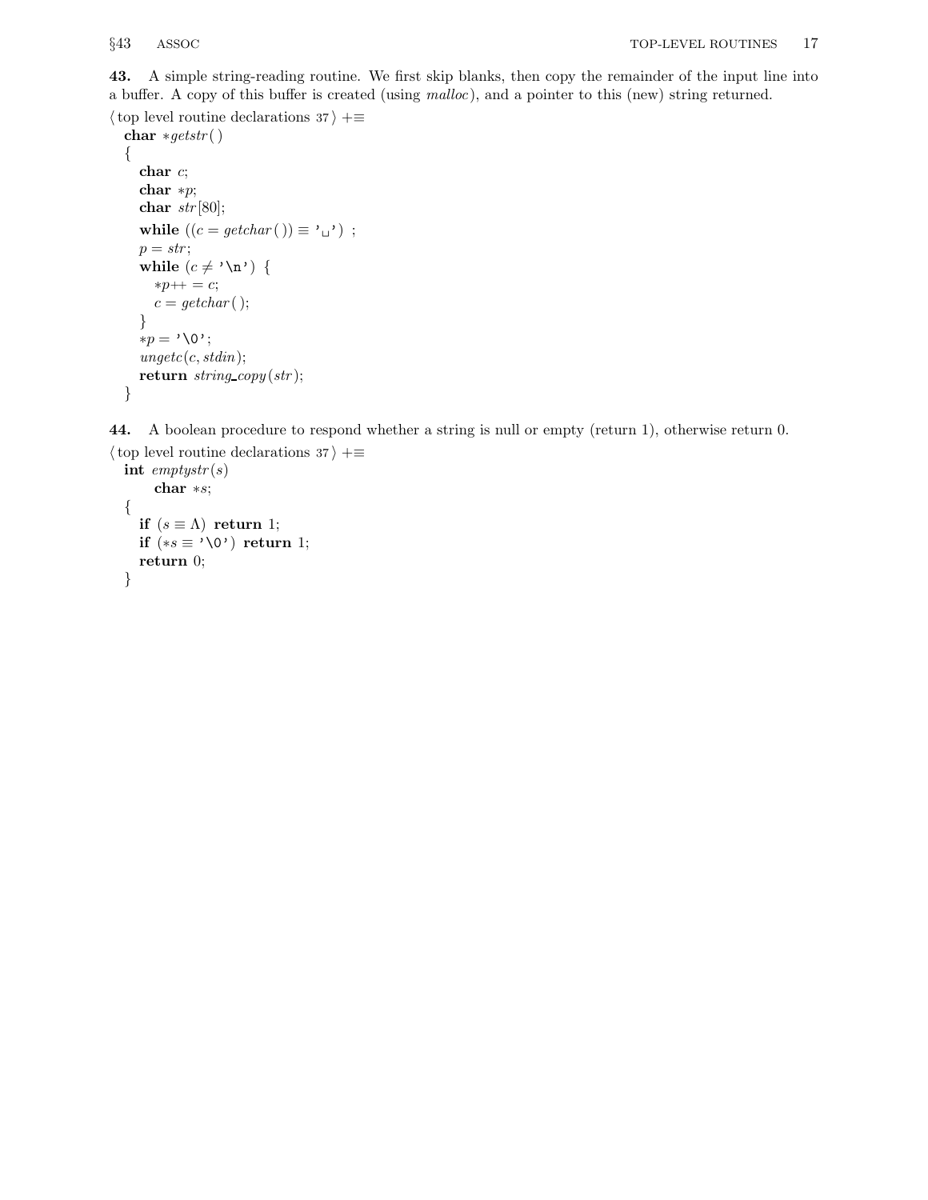**43.** A simple string-reading routine. We first skip blanks, then copy the remainder of the input line into a buffer. A copy of this buffer is created (using *malloc*), and a pointer to this (new) string returned.

⟨ top level routine declarations 37 ⟩ +≡

```
char *getstr( )
{
  char c;
  char *p;
  char str[80];
  while ((c = getchar( )) ≡ '␣') ;
  p = str;
  while (c ≠ '\n') {
    *p++ = c;
    c = getchar( );
  }
  *p = '\0';
  ungetc(c, stdin);
  return string_copy(str);
}
```

**44.** A boolean procedure to respond whether a string is null or empty (return 1), otherwise return 0.

⟨ top level routine declarations 37 ⟩ +≡

```
int emptystr(s)
    char *s;
{
  if (s ≡ Λ) return 1;
  if (*s ≡ '\0') return 1;
  return 0;
}
```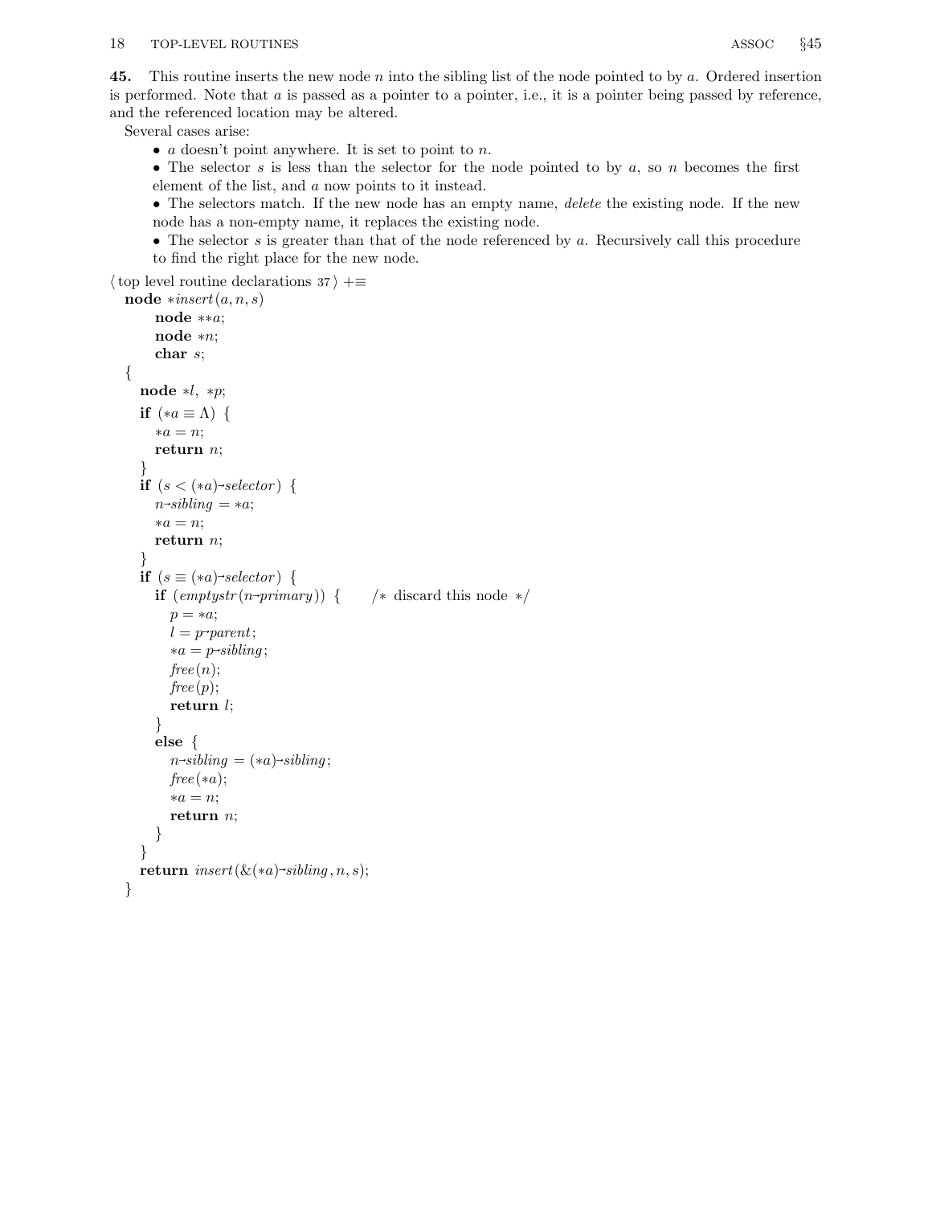**45.** This routine inserts the new node $n$ into the sibling list of the node pointed to by $a$. Ordered insertion is performed. Note that $a$ is passed as a pointer to a pointer, i.e., it is a pointer being passed by reference, and the referenced location may be altered.

Several cases arise:

- $a$ doesn't point anywhere. It is set to point to $n$.
- The selector $s$ is less than the selector for the node pointed to by $a$, so $n$ becomes the first element of the list, and $a$ now points to it instead.
- The selectors match. If the new node has an empty name, *delete* the existing node. If the new node has a non-empty name, it replaces the existing node.
- The selector $s$ is greater than that of the node referenced by $a$. Recursively call this procedure to find the right place for the new node.

⟨ top level routine declarations 37 ⟩ +≡

```
node *insert(a, n, s)
     node **a;
     node *n;
     char s;
{
  node *l, *p;
  if (*a ≡ Λ) {
    *a = n;
    return n;
  }
  if (s < (*a)→selector) {
    n→sibling = *a;
    *a = n;
    return n;
  }
  if (s ≡ (*a)→selector) {
    if (emptystr(n→primary)) {      /* discard this node */
      p = *a;
      l = p→parent;
      *a = p→sibling;
      free(n);
      free(p);
      return l;
    }
    else {
      n→sibling = (*a)→sibling;
      free(*a);
      *a = n;
      return n;
    }
  }
  return insert(&(*a)→sibling, n, s);
}
```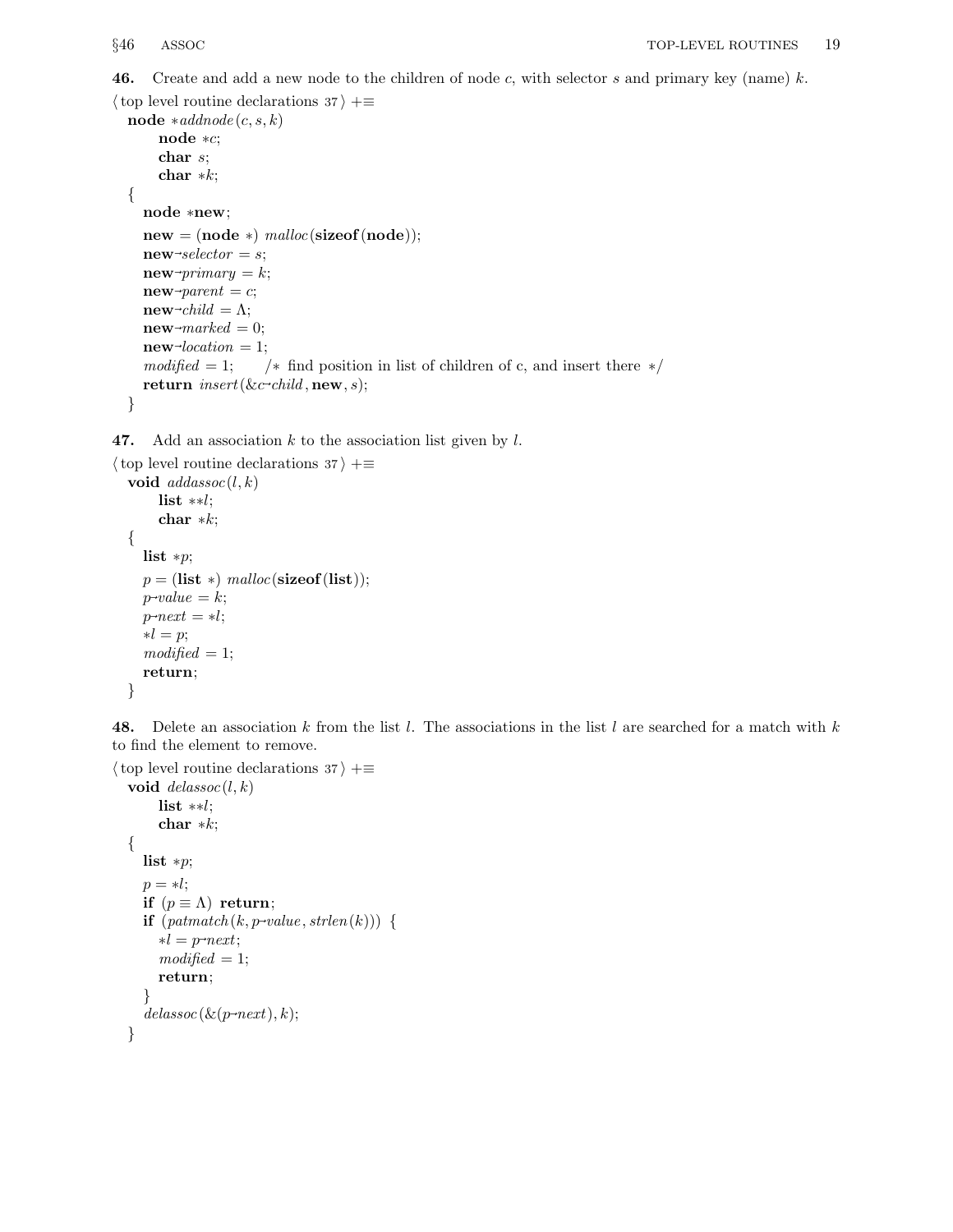**46.** Create and add a new node to the children of node $c$, with selector $s$ and primary key (name) $k$.

⟨ top level routine declarations 37 ⟩ +≡

```
node *addnode(c, s, k)
      node *c;
      char s;
      char *k;
{
   node *new;
   new = (node *) malloc(sizeof(node));
   new→selector = s;
   new→primary = k;
   new→parent = c;
   new→child = Λ;
   new→marked = 0;
   new→location = 1;
   modified = 1;    /* find position in list of children of c, and insert there */
   return insert(&c→child, new, s);
}
```

**47.** Add an association $k$ to the association list given by $l$.

⟨ top level routine declarations 37 ⟩ +≡

```
void addassoc(l, k)
      list **l;
      char *k;
{
   list *p;
   p = (list *) malloc(sizeof(list));
   p→value = k;
   p→next = *l;
   *l = p;
   modified = 1;
   return;
}
```

**48.** Delete an association $k$ from the list $l$. The associations in the list $l$ are searched for a match with $k$ to find the element to remove.

⟨ top level routine declarations 37 ⟩ +≡

```
void delassoc(l, k)
      list **l;
      char *k;
{
   list *p;
   p = *l;
   if (p ≡ Λ) return;
   if (patmatch(k, p→value, strlen(k))) {
      *l = p→next;
      modified = 1;
      return;
   }
   delassoc(&(p→next), k);
}
```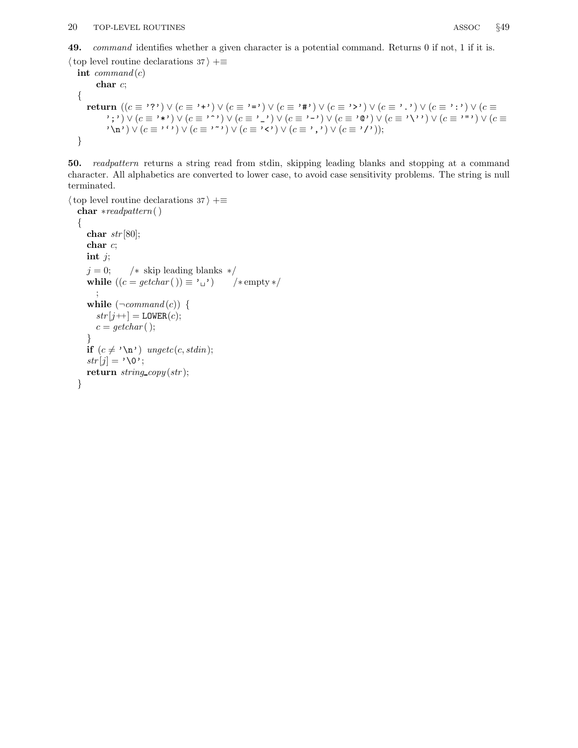**49.** *command* identifies whether a given character is a potential command. Returns 0 if not, 1 if it is.

⟨ top level routine declarations 37 ⟩ +≡

```
int command(c)
    char c;
{
  return ((c ≡ '?') ∨ (c ≡ '+') ∨ (c ≡ '=') ∨ (c ≡ '#') ∨ (c ≡ '>') ∨ (c ≡ '.') ∨ (c ≡ ':') ∨ (c ≡
      ';') ∨ (c ≡ '*') ∨ (c ≡ '^') ∨ (c ≡ '_') ∨ (c ≡ '-') ∨ (c ≡ '@') ∨ (c ≡ '\'') ∨ (c ≡ '"') ∨ (c ≡
      '\n') ∨ (c ≡ '‘') ∨ (c ≡ '~') ∨ (c ≡ '<') ∨ (c ≡ ',') ∨ (c ≡ '/'));
}
```

**50.** *readpattern* returns a string read from stdin, skipping leading blanks and stopping at a command character. All alphabetics are converted to lower case, to avoid case sensitivity problems. The string is null terminated.

⟨ top level routine declarations 37 ⟩ +≡

```
char *readpattern()
{
  char str[80];
  char c;
  int j;
  j = 0;    /* skip leading blanks */
  while ((c = getchar()) ≡ '␣')    /* empty */
    ;
  while (¬command(c)) {
    str[j++] = LOWER(c);
    c = getchar();
  }
  if (c ≠ '\n') ungetc(c, stdin);
  str[j] = '\0';
  return string_copy(str);
}
```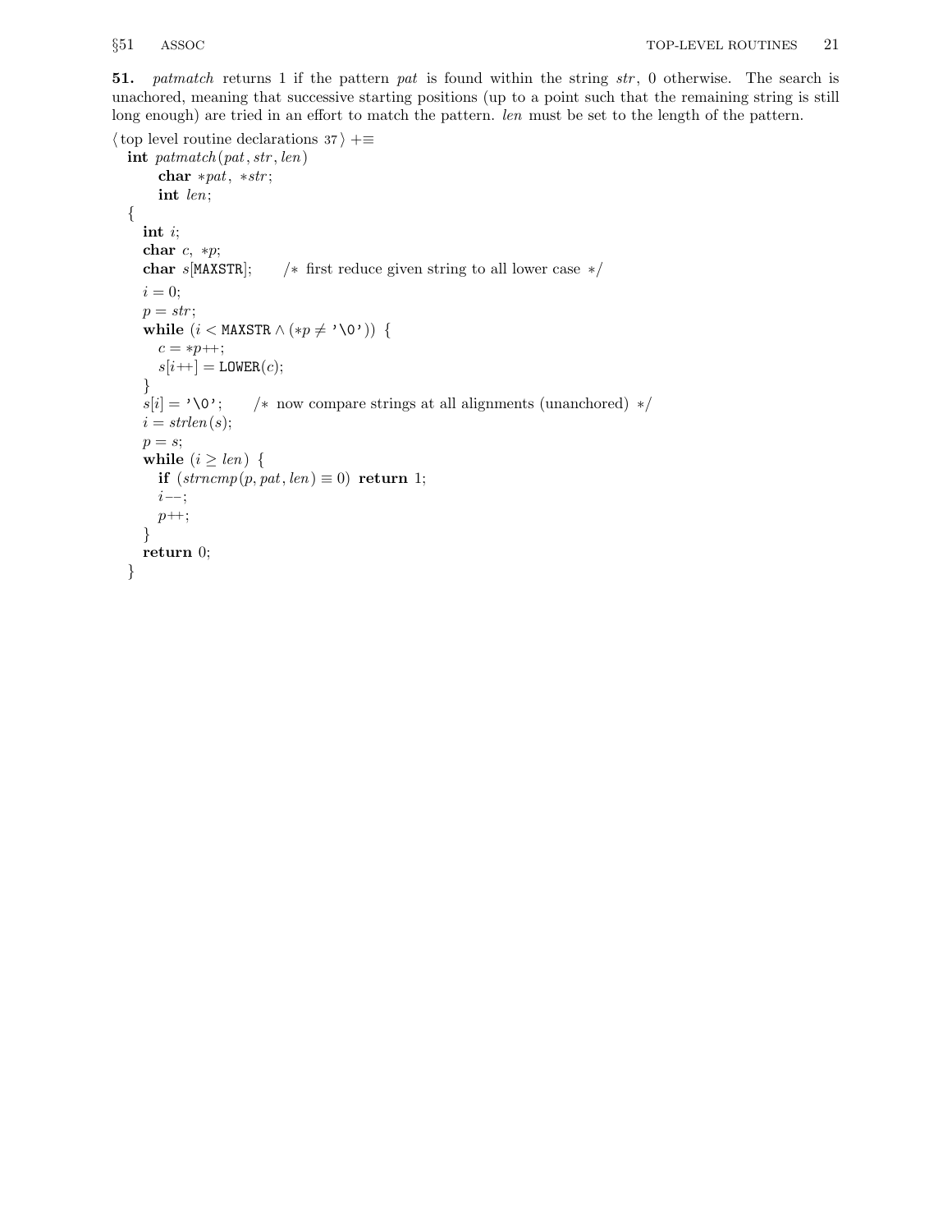**51.** *patmatch* returns 1 if the pattern *pat* is found within the string *str*, 0 otherwise. The search is unachored, meaning that successive starting positions (up to a point such that the remaining string is still long enough) are tried in an effort to match the pattern. *len* must be set to the length of the pattern.

⟨ top level routine declarations 37 ⟩ +≡

```
int patmatch(pat, str, len)
     char *pat, *str;
     int len;
{
   int i;
   char c, *p;
   char s[MAXSTR];     /* first reduce given string to all lower case */
   i = 0;
   p = str;
   while (i < MAXSTR ∧ (*p ≠ '\0')) {
      c = *p++;
      s[i++] = LOWER(c);
   }
   s[i] = '\0';     /* now compare strings at all alignments (unanchored) */
   i = strlen(s);
   p = s;
   while (i ≥ len) {
      if (strncmp(p, pat, len) ≡ 0) return 1;
      i--;
      p++;
   }
   return 0;
}
```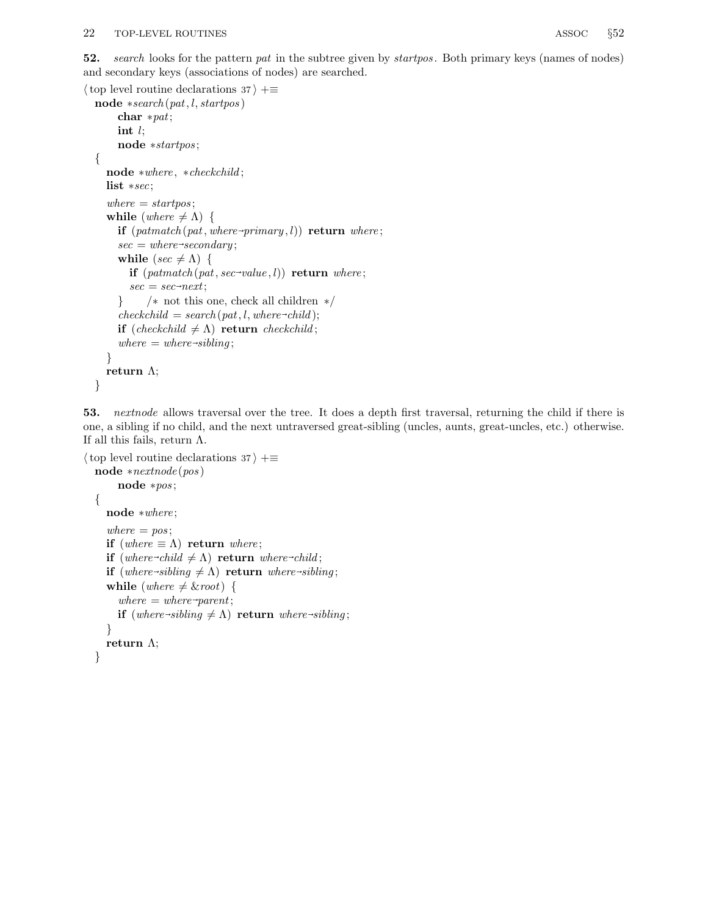**52.** *search* looks for the pattern *pat* in the subtree given by *startpos*. Both primary keys (names of nodes) and secondary keys (associations of nodes) are searched.

⟨ top level routine declarations 37 ⟩ +≡

```
node *search(pat, l, startpos)
     char *pat;
     int l;
     node *startpos;
{
  node *where, *checkchild;
  list *sec;

  where = startpos;
  while (where ≠ Λ) {
    if (patmatch(pat, where→primary, l)) return where;
    sec = where→secondary;
    while (sec ≠ Λ) {
      if (patmatch(pat, sec→value, l)) return where;
      sec = sec→next;
    }     /* not this one, check all children */
    checkchild = search(pat, l, where→child);
    if (checkchild ≠ Λ) return checkchild;
    where = where→sibling;
  }
  return Λ;
}
```

**53.** *nextnode* allows traversal over the tree. It does a depth first traversal, returning the child if there is one, a sibling if no child, and the next untraversed great-sibling (uncles, aunts, great-uncles, etc.) otherwise. If all this fails, return Λ.

⟨ top level routine declarations 37 ⟩ +≡

```
node *nextnode(pos)
     node *pos;
{
  node *where;

  where = pos;
  if (where ≡ Λ) return where;
  if (where→child ≠ Λ) return where→child;
  if (where→sibling ≠ Λ) return where→sibling;
  while (where ≠ &root) {
    where = where→parent;
    if (where→sibling ≠ Λ) return where→sibling;
  }
  return Λ;
}
```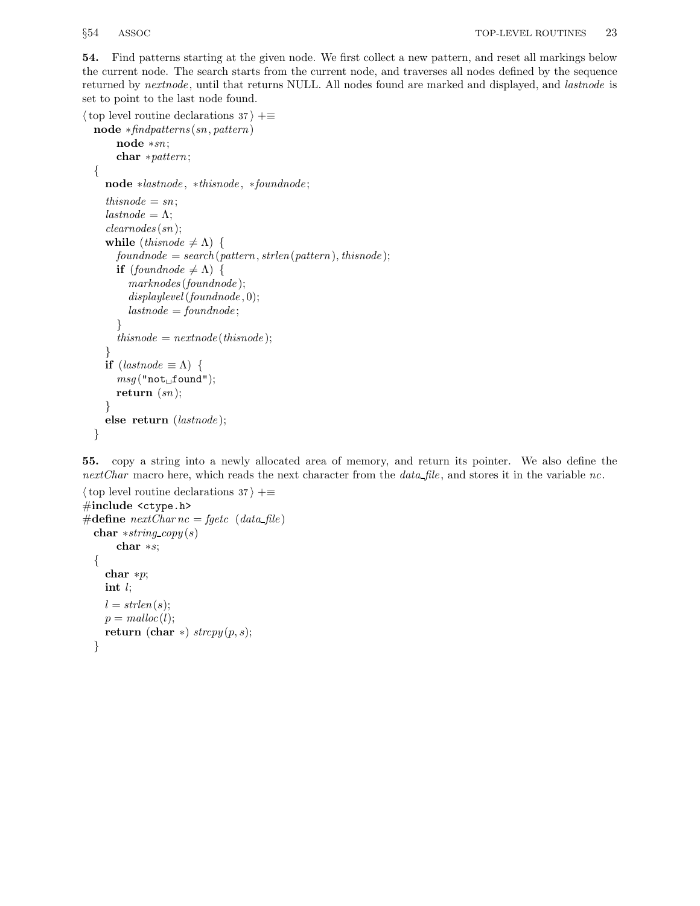**54.** Find patterns starting at the given node. We first collect a new pattern, and reset all markings below the current node. The search starts from the current node, and traverses all nodes defined by the sequence returned by *nextnode*, until that returns NULL. All nodes found are marked and displayed, and *lastnode* is set to point to the last node found.

⟨ top level routine declarations 37 ⟩ +≡

```
node *findpatterns(sn, pattern)
    node *sn;
    char *pattern;
{
  node *lastnode, *thisnode, *foundnode;

  thisnode = sn;
  lastnode = Λ;
  clearnodes(sn);
  while (thisnode ≠ Λ) {
    foundnode = search(pattern, strlen(pattern), thisnode);
    if (foundnode ≠ Λ) {
      marknodes(foundnode);
      displaylevel(foundnode, 0);
      lastnode = foundnode;
    }
    thisnode = nextnode(thisnode);
  }
  if (lastnode ≡ Λ) {
    msg("not␣found");
    return (sn);
  }
  else return (lastnode);
}
```

**55.** copy a string into a newly allocated area of memory, and return its pointer. We also define the *nextChar* macro here, which reads the next character from the *data_file*, and stores it in the variable *nc*.

⟨ top level routine declarations 37 ⟩ +≡

```
#include <ctype.h>
#define nextChar nc = fgetc (data_file)
char *string_copy(s)
    char *s;
{
  char *p;
  int l;

  l = strlen(s);
  p = malloc(l);
  return (char *) strcpy(p, s);
}
```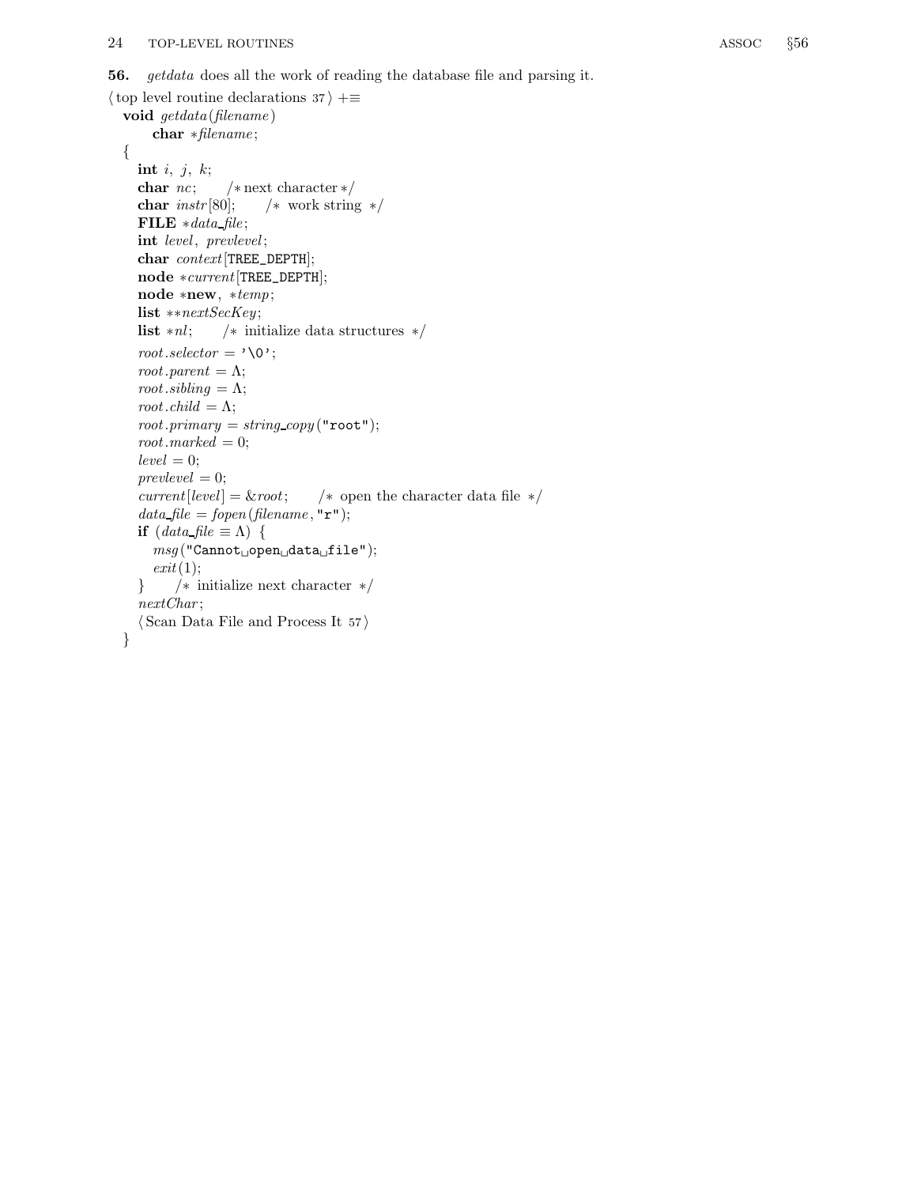**56.** *getdata* does all the work of reading the database file and parsing it.

```
⟨ top level routine declarations 37 ⟩ +≡
  void getdata(filename)
      char *filename;
  {
    int i, j, k;
    char nc;    /* next character */
    char instr[80];    /* work string */
    FILE *data_file;
    int level, prevlevel;
    char context[TREE_DEPTH];
    node *current[TREE_DEPTH];
    node *new, *temp;
    list **nextSecKey;
    list *nl;    /* initialize data structures */
    root.selector = '\0';
    root.parent = Λ;
    root.sibling = Λ;
    root.child = Λ;
    root.primary = string_copy("root");
    root.marked = 0;
    level = 0;
    prevlevel = 0;
    current[level] = &root;    /* open the character data file */
    data_file = fopen(filename, "r");
    if (data_file ≡ Λ) {
      msg("Cannot␣open␣data␣file");
      exit(1);
    }    /* initialize next character */
    nextChar;
    ⟨ Scan Data File and Process It 57 ⟩
  }
```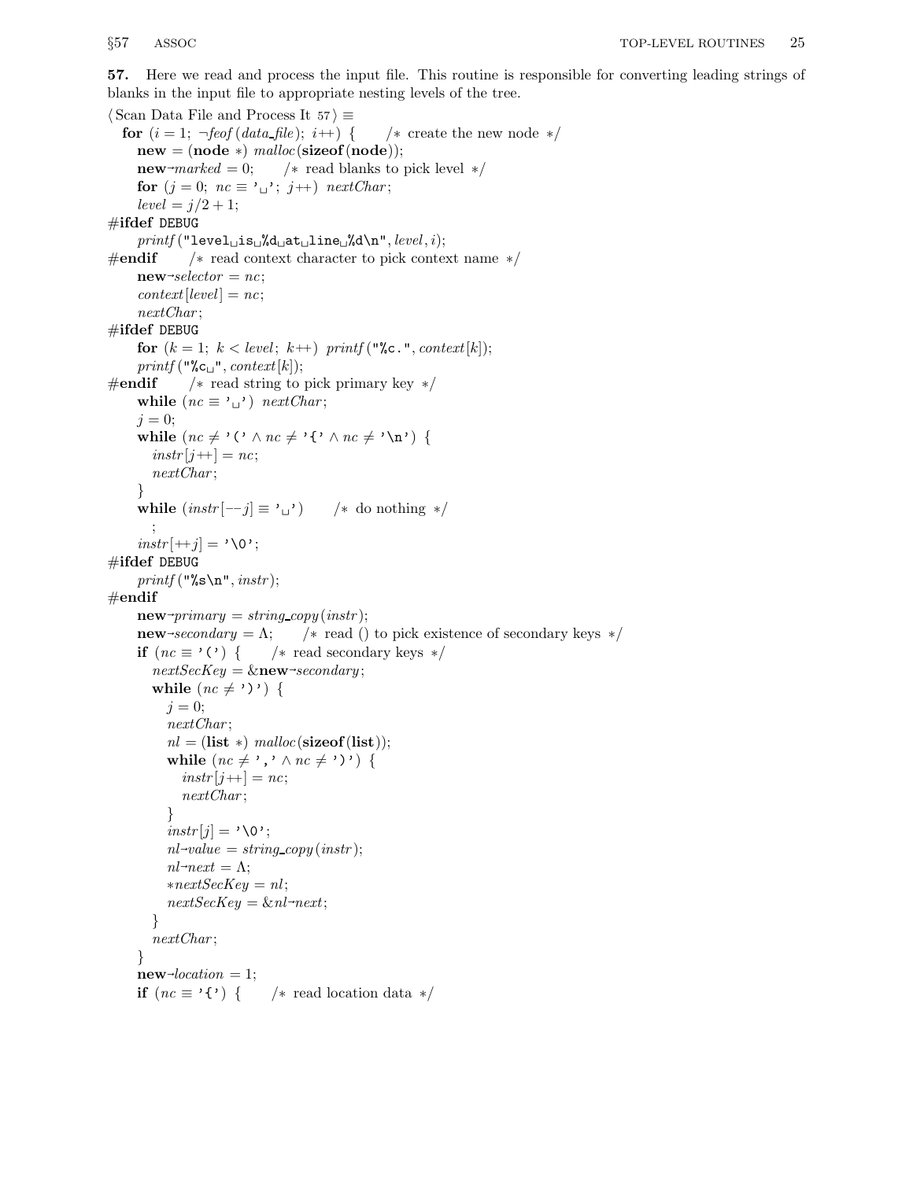**57.** Here we read and process the input file. This routine is responsible for converting leading strings of blanks in the input file to appropriate nesting levels of the tree.

```
⟨ Scan Data File and Process It 57 ⟩ ≡
  for (i = 1; ¬feof(data_file); i++) {    /* create the new node */
    new = (node *) malloc(sizeof(node));
    new→marked = 0;    /* read blanks to pick level */
    for (j = 0; nc ≡ '␣'; j++) nextChar;
    level = j/2 + 1;
#ifdef DEBUG
    printf("level␣is␣%d␣at␣line␣%d\n", level, i);
#endif    /* read context character to pick context name */
    new→selector = nc;
    context[level] = nc;
    nextChar;
#ifdef DEBUG
    for (k = 1; k < level; k++) printf("%c.", context[k]);
    printf("%c␣", context[k]);
#endif    /* read string to pick primary key */
    while (nc ≡ '␣') nextChar;
    j = 0;
    while (nc ≠ '(' ∧ nc ≠ '{' ∧ nc ≠ '\n') {
      instr[j++] = nc;
      nextChar;
    }
    while (instr[−−j] ≡ '␣')    /* do nothing */
      ;
    instr[++j] = '\0';
#ifdef DEBUG
    printf("%s\n", instr);
#endif
    new→primary = string_copy(instr);
    new→secondary = Λ;    /* read () to pick existence of secondary keys */
    if (nc ≡ '(') {    /* read secondary keys */
      nextSecKey = &new→secondary;
      while (nc ≠ ')') {
        j = 0;
        nextChar;
        nl = (list *) malloc(sizeof(list));
        while (nc ≠ ',' ∧ nc ≠ ')') {
          instr[j++] = nc;
          nextChar;
        }
        instr[j] = '\0';
        nl→value = string_copy(instr);
        nl→next = Λ;
        *nextSecKey = nl;
        nextSecKey = &nl→next;
      }
      nextChar;
    }
    new→location = 1;
    if (nc ≡ '{') {    /* read location data */
```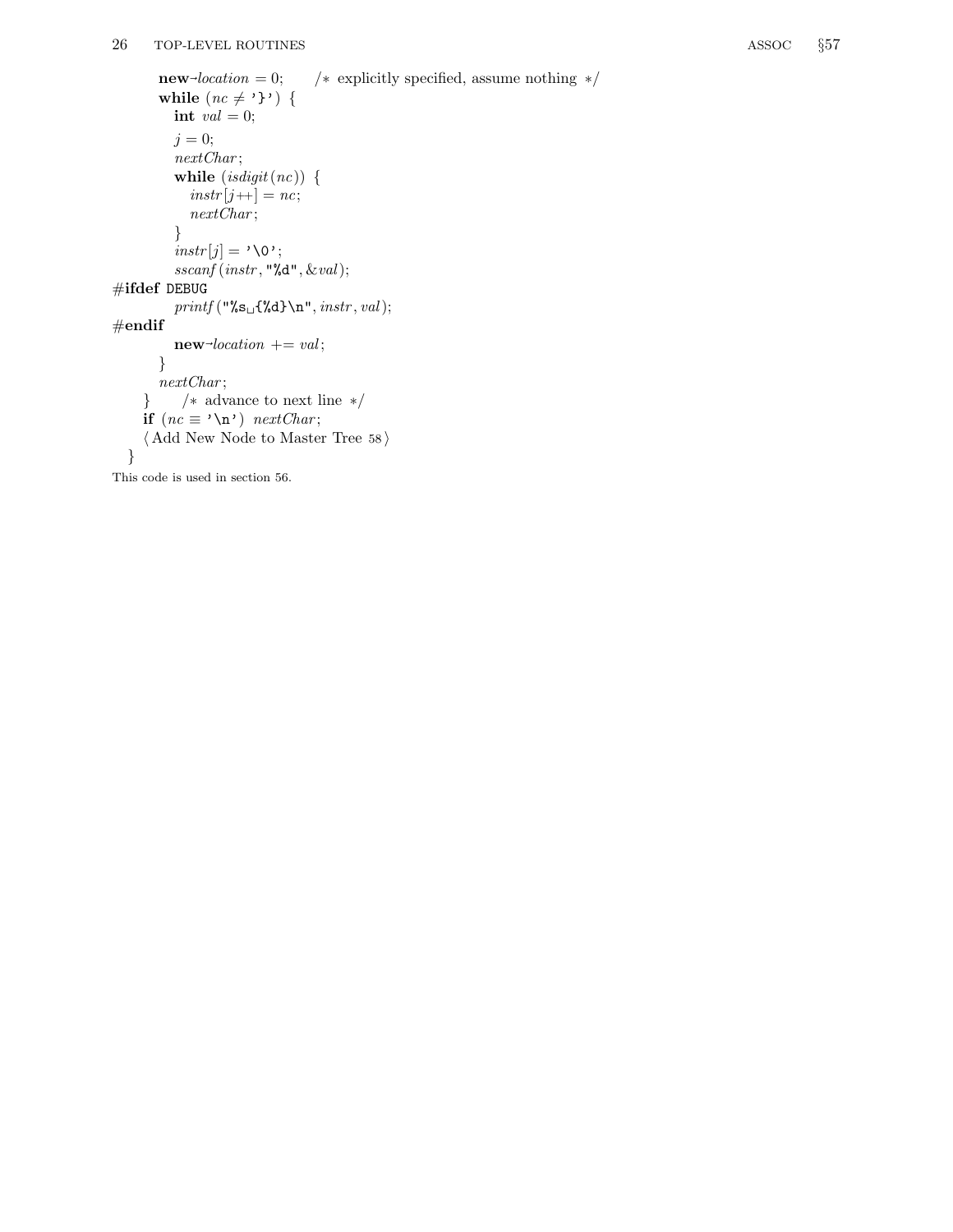```
      new→location = 0;      /* explicitly specified, assume nothing */
      while (nc ≠ '}') {
        int val = 0;
        j = 0;
        nextChar;
        while (isdigit(nc)) {
          instr[j++] = nc;
          nextChar;
        }
        instr[j] = '\0';
        sscanf(instr, "%d", &val);
#ifdef DEBUG
        printf("%s␣{%d}\n", instr, val);
#endif
        new→location += val;
      }
      nextChar;
    }      /* advance to next line */
    if (nc ≡ '\n') nextChar;
    ⟨ Add New Node to Master Tree 58 ⟩
  }
```

This code is used in section 56.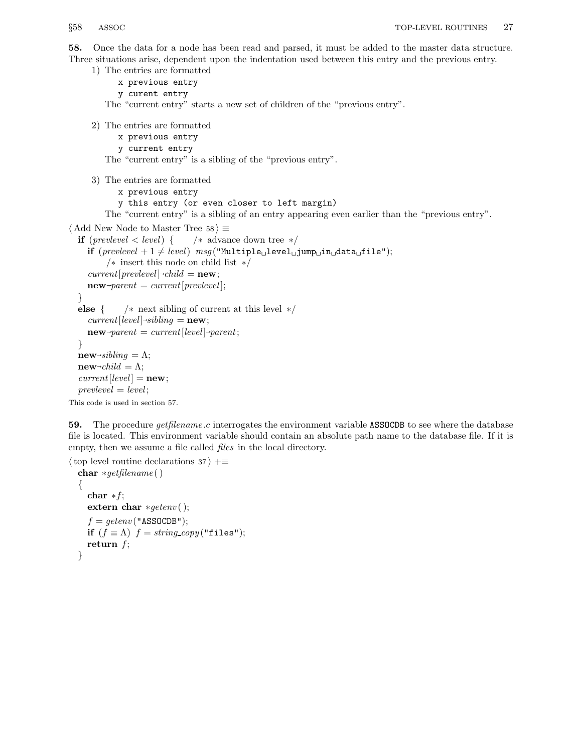**58.** Once the data for a node has been read and parsed, it must be added to the master data structure. Three situations arise, dependent upon the indentation used between this entry and the previous entry.

1) The entries are formatted
```
x previous entry
    y curent entry
```
The "current entry" starts a new set of children of the "previous entry".

2) The entries are formatted
```
x previous entry
y current entry
```
The "current entry" is a sibling of the "previous entry".

3) The entries are formatted
```
    x previous entry
y this entry (or even closer to left margin)
```
The "current entry" is a sibling of an entry appearing even earlier than the "previous entry".

⟨ Add New Node to Master Tree 58 ⟩ ≡

```
if (prevlevel < level) {    /* advance down tree */
    if (prevlevel + 1 ≠ level) msg("Multiple level jump in data file");
        /* insert this node on child list */
    current[prevlevel]→child = new;
    new→parent = current[prevlevel];
}
else {    /* next sibling of current at this level */
    current[level]→sibling = new;
    new→parent = current[level]→parent;
}
new→sibling = Λ;
new→child = Λ;
current[level] = new;
prevlevel = level;
```

This code is used in section 57.

**59.** The procedure *getfilename.c* interrogates the environment variable ASSOCDB to see where the database file is located. This environment variable should contain an absolute path name to the database file. If it is empty, then we assume a file called *files* in the local directory.

⟨ top level routine declarations 37 ⟩ +≡

```
char *getfilename()
{
    char *f;
    extern char *getenv();
    f = getenv("ASSOCDB");
    if (f ≡ Λ) f = string_copy("files");
    return f;
}
```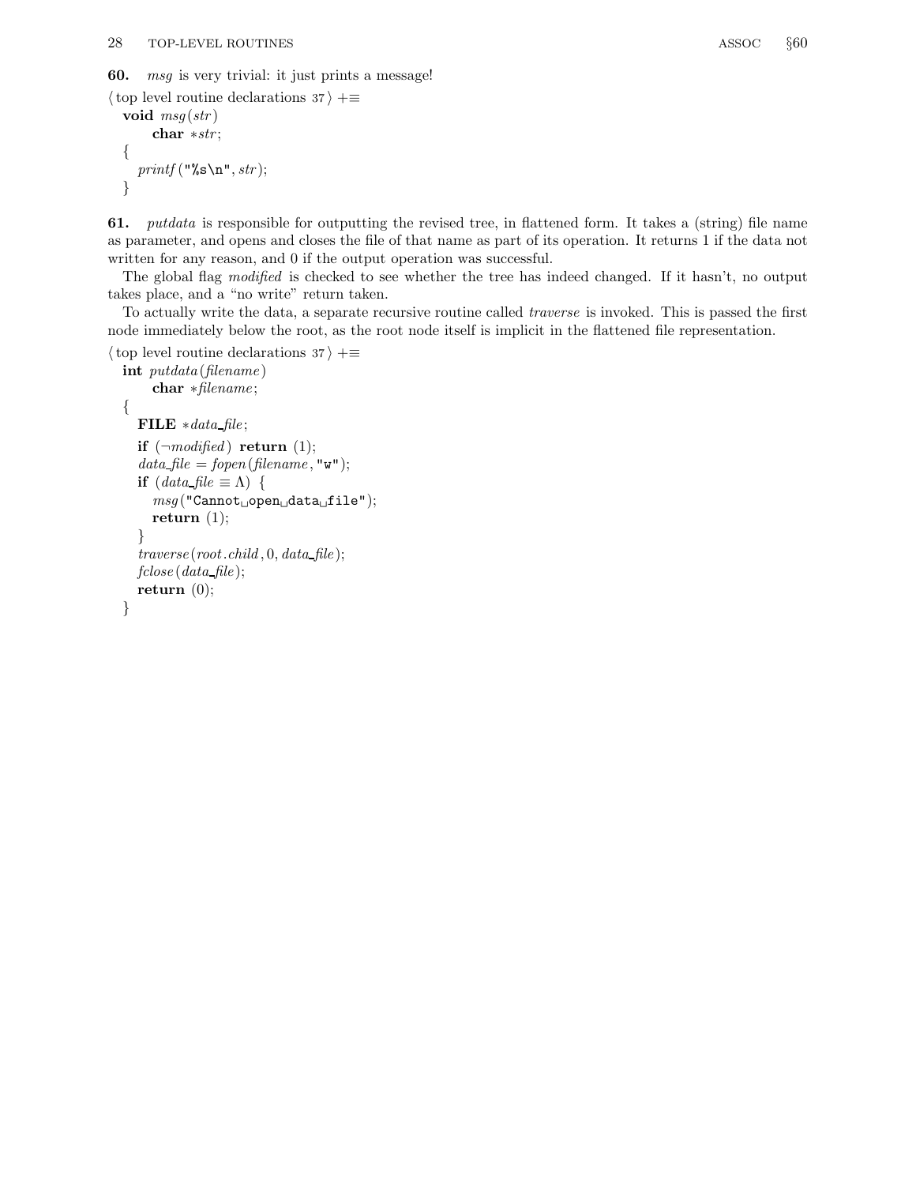**60.** *msg* is very trivial: it just prints a message!

⟨ top level routine declarations 37 ⟩ +≡

```
void msg(str)
    char *str;
{
  printf("%s\n", str);
}
```

**61.** *putdata* is responsible for outputting the revised tree, in flattened form. It takes a (string) file name as parameter, and opens and closes the file of that name as part of its operation. It returns 1 if the data not written for any reason, and 0 if the output operation was successful.

The global flag *modified* is checked to see whether the tree has indeed changed. If it hasn't, no output takes place, and a "no write" return taken.

To actually write the data, a separate recursive routine called *traverse* is invoked. This is passed the first node immediately below the root, as the root node itself is implicit in the flattened file representation.

⟨ top level routine declarations 37 ⟩ +≡

```
int putdata(filename)
    char *filename;
{
  FILE *data_file;
  if (¬modified) return (1);
  data_file = fopen(filename, "w");
  if (data_file ≡ Λ) {
    msg("Cannot open data file");
    return (1);
  }
  traverse(root.child, 0, data_file);
  fclose(data_file);
  return (0);
}
```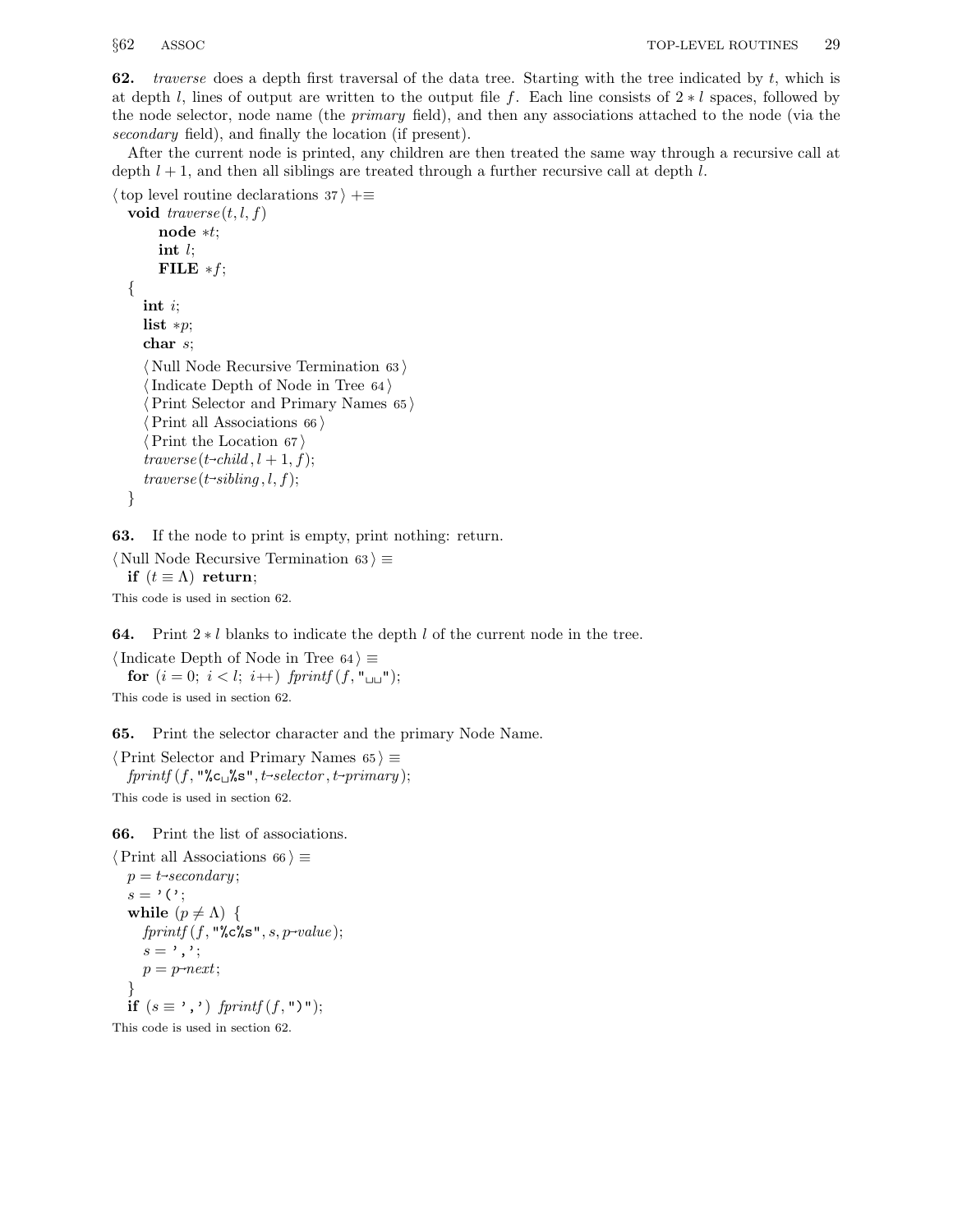**62.** *traverse* does a depth first traversal of the data tree. Starting with the tree indicated by $t$, which is at depth $l$, lines of output are written to the output file $f$. Each line consists of $2 * l$ spaces, followed by the node selector, node name (the *primary* field), and then any associations attached to the node (via the *secondary* field), and finally the location (if present).

After the current node is printed, any children are then treated the same way through a recursive call at depth $l + 1$, and then all siblings are treated through a further recursive call at depth $l$.

```
⟨ top level routine declarations 37 ⟩ +≡
  void traverse(t, l, f)
       node *t;
       int l;
       FILE *f;
  {
     int i;
     list *p;
     char s;
     ⟨ Null Node Recursive Termination 63 ⟩
     ⟨ Indicate Depth of Node in Tree 64 ⟩
     ⟨ Print Selector and Primary Names 65 ⟩
     ⟨ Print all Associations 66 ⟩
     ⟨ Print the Location 67 ⟩
     traverse(t→child, l + 1, f);
     traverse(t→sibling, l, f);
  }
```

**63.** If the node to print is empty, print nothing: return.

```
⟨ Null Node Recursive Termination 63 ⟩ ≡
  if (t ≡ Λ) return;
```

This code is used in section 62.

**64.** Print $2 * l$ blanks to indicate the depth $l$ of the current node in the tree.

```
⟨ Indicate Depth of Node in Tree 64 ⟩ ≡
  for (i = 0; i < l; i++) fprintf(f, "␣␣");
```

This code is used in section 62.

**65.** Print the selector character and the primary Node Name.

```
⟨ Print Selector and Primary Names 65 ⟩ ≡
  fprintf(f, "%c␣%s", t→selector, t→primary);
```

This code is used in section 62.

**66.** Print the list of associations.

```
⟨ Print all Associations 66 ⟩ ≡
  p = t→secondary;
  s = '(';
  while (p ≠ Λ) {
     fprintf(f, "%c%s", s, p→value);
     s = ',';
     p = p→next;
  }
  if (s ≡ ',') fprintf(f, ")");
```

This code is used in section 62.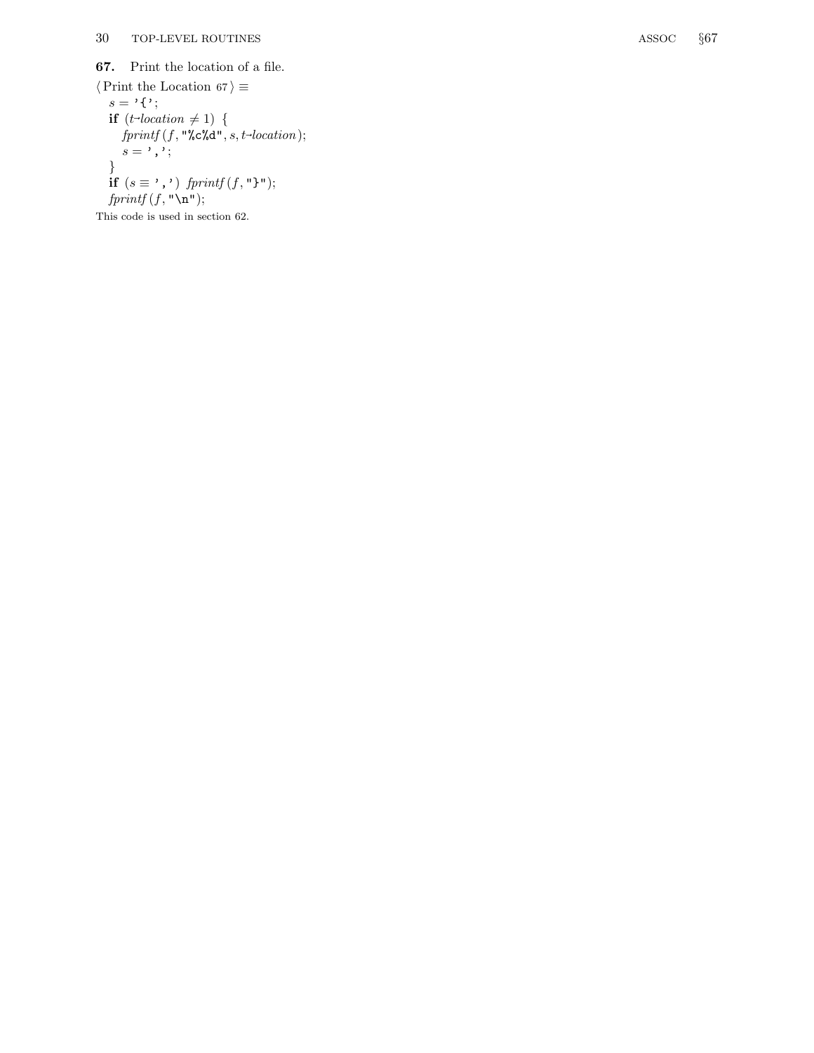**67.** Print the location of a file.

⟨ Print the Location 67 ⟩ ≡

```
s = '{';
if (t->location != 1) {
    fprintf(f, "%c%d", s, t->location);
    s = ',';
}
if (s == ',') fprintf(f, "}");
fprintf(f, "\n");
```

This code is used in section 62.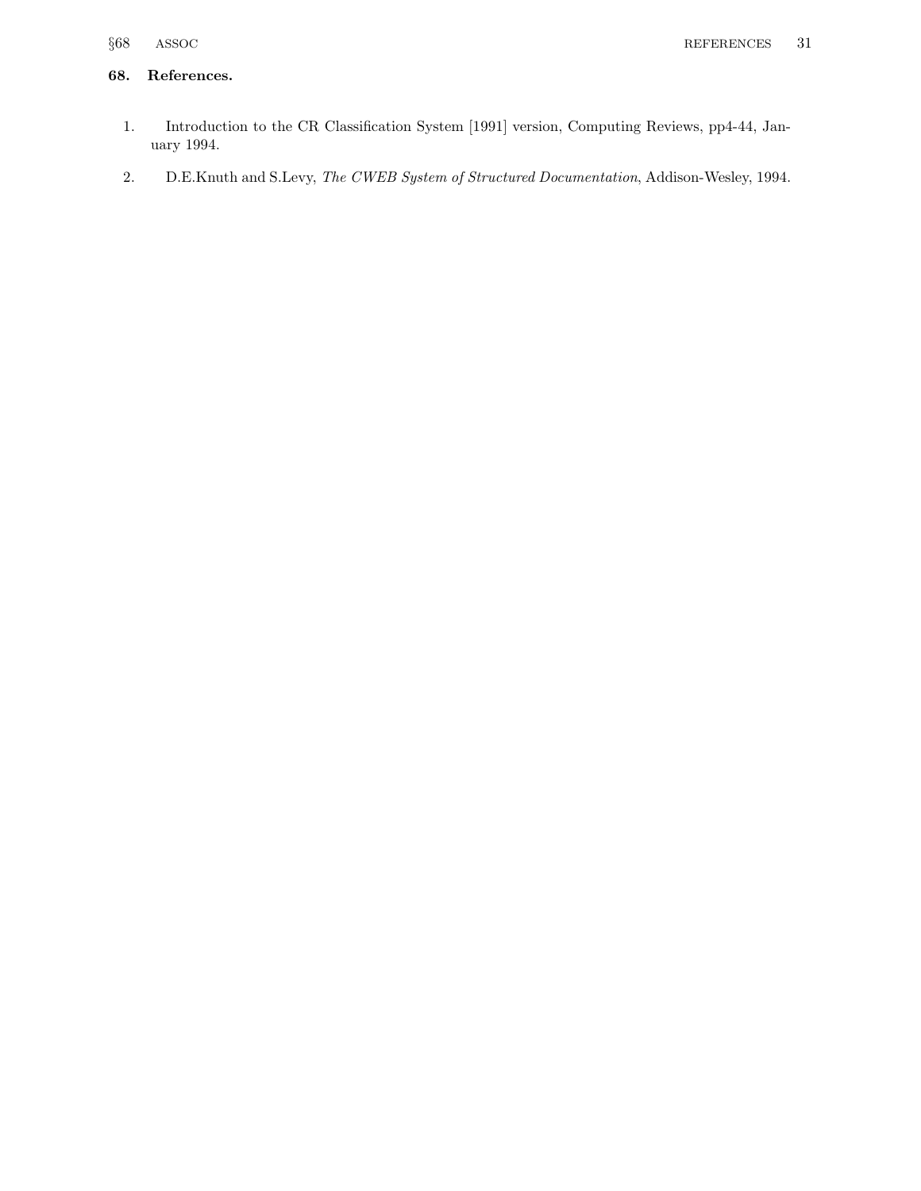## 68. References.

1. Introduction to the CR Classification System [1991] version, Computing Reviews, pp4-44, January 1994.

2. D.E.Knuth and S.Levy, *The CWEB System of Structured Documentation*, Addison-Wesley, 1994.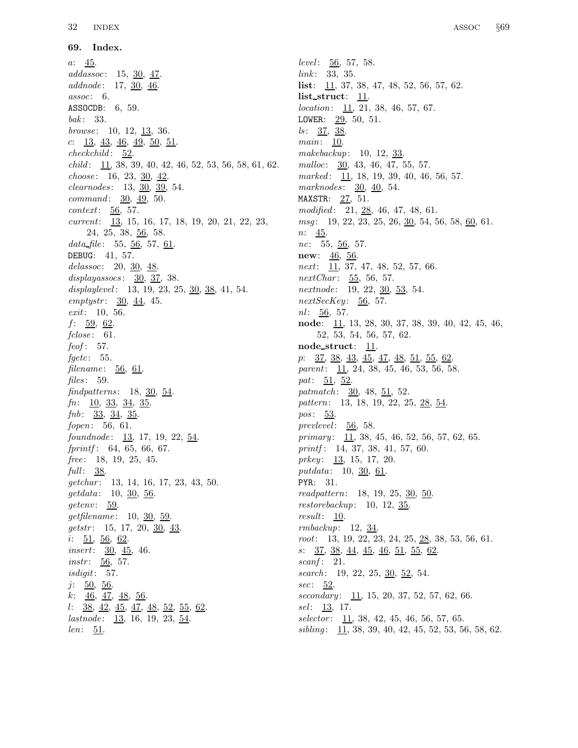## 69. Index.

*a*: 45.
*addassoc*: 15, 30, 47.
*addnode*: 17, 30, 46.
*assoc*: 6.
ASSOCDB: 6, 59.
*bak*: 33.
*browse*: 10, 12, 13, 36.
*c*: 13, 43, 46, 49, 50, 51.
*checkchild*: 52.
*child*: 11, 38, 39, 40, 42, 46, 52, 53, 56, 58, 61, 62.
*choose*: 16, 23, 30, 42.
*clearnodes*: 13, 30, 39, 54.
*command*: 30, 49, 50.
*context*: 56, 57.
*current*: 13, 15, 16, 17, 18, 19, 20, 21, 22, 23, 24, 25, 38, 56, 58.
*data_file*: 55, 56, 57, 61.
DEBUG: 41, 57.
*delassoc*: 20, 30, 48.
*displayassocs*: 30, 37, 38.
*displaylevel*: 13, 19, 23, 25, 30, 38, 41, 54.
*emptystr*: 30, 44, 45.
*exit*: 10, 56.
*f*: 59, 62.
*fclose*: 61.
*feof*: 57.
*fgetc*: 55.
*filename*: 56, 61.
*files*: 59.
*findpatterns*: 18, 30, 54.
*fn*: 10, 33, 34, 35.
*fnb*: 33, 34, 35.
*fopen*: 56, 61.
*foundnode*: 13, 17, 19, 22, 54.
*fprintf*: 64, 65, 66, 67.
*free*: 18, 19, 25, 45.
*full*: 38.
*getchar*: 13, 14, 16, 17, 23, 43, 50.
*getdata*: 10, 30, 56.
*getenv*: 59.
*getfilename*: 10, 30, 59.
*getstr*: 15, 17, 20, 30, 43.
*i*: 51, 56, 62.
*insert*: 30, 45, 46.
*instr*: 56, 57.
*isdigit*: 57.
*j*: 50, 56.
*k*: 46, 47, 48, 56.
*l*: 38, 42, 45, 47, 48, 52, 55, 62.
*lastnode*: 13, 16, 19, 23, 54.
*len*: 51.
*level*: 56, 57, 58.
*link*: 33, 35.
**list**: 11, 37, 38, 47, 48, 52, 56, 57, 62.
**list_struct**: 11.
*location*: 11, 21, 38, 46, 57, 67.
LOWER: 29, 50, 51.
*ls*: 37, 38.
*main*: 10.
*makebackup*: 10, 12, 33.
*malloc*: 30, 43, 46, 47, 55, 57.
*marked*: 11, 18, 19, 39, 40, 46, 56, 57.
*marknodes*: 30, 40, 54.
MAXSTR: 27, 51.
*modified*: 21, 28, 46, 47, 48, 61.
*msg*: 19, 22, 23, 25, 26, 30, 54, 56, 58, 60, 61.
*n*: 45.
*nc*: 55, 56, 57.
**new**: 46, 56.
*next*: 11, 37, 47, 48, 52, 57, 66.
*nextChar*: 55, 56, 57.
*nextnode*: 19, 22, 30, 53, 54.
*nextSecKey*: 56, 57.
*nl*: 56, 57.
**node**: 11, 13, 28, 30, 37, 38, 39, 40, 42, 45, 46, 52, 53, 54, 56, 57, 62.
**node_struct**: 11.
*p*: 37, 38, 43, 45, 47, 48, 51, 55, 62.
*parent*: 11, 24, 38, 45, 46, 53, 56, 58.
*pat*: 51, 52.
*patmatch*: 30, 48, 51, 52.
*pattern*: 13, 18, 19, 22, 25, 28, 54.
*pos*: 53.
*prevlevel*: 56, 58.
*primary*: 11, 38, 45, 46, 52, 56, 57, 62, 65.
*printf*: 14, 37, 38, 41, 57, 60.
*prkey*: 13, 15, 17, 20.
*putdata*: 10, 30, 61.
PYR: 31.
*readpattern*: 18, 19, 25, 30, 50.
*restorebackup*: 10, 12, 35.
*result*: 10.
*rmbackup*: 12, 34.
*root*: 13, 19, 22, 23, 24, 25, 28, 38, 53, 56, 61.
*s*: 37, 38, 44, 45, 46, 51, 55, 62.
*scanf*: 21.
*search*: 19, 22, 25, 30, 52, 54.
*sec*: 52.
*secondary*: 11, 15, 20, 37, 52, 57, 62, 66.
*sel*: 13, 17.
*selector*: 11, 38, 42, 45, 46, 56, 57, 65.
*sibling*: 11, 38, 39, 40, 42, 45, 52, 53, 56, 58, 62.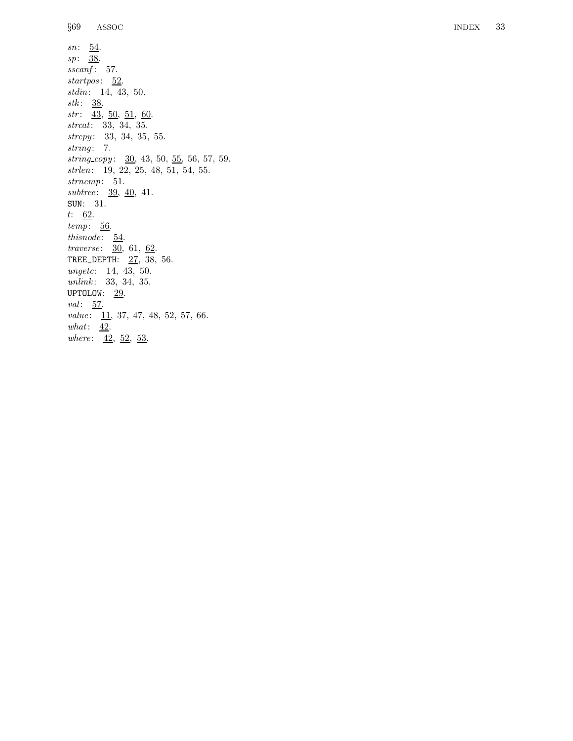*sn*: 54.
*sp*: 38.
*sscanf*: 57.
*startpos*: 52.
*stdin*: 14, 43, 50.
*stk*: 38.
*str*: 43, 50, 51, 60.
*strcat*: 33, 34, 35.
*strcpy*: 33, 34, 35, 55.
*string*: 7.
*string_copy*: 30, 43, 50, 55, 56, 57, 59.
*strlen*: 19, 22, 25, 48, 51, 54, 55.
*strncmp*: 51.
*subtree*: 39, 40, 41.
SUN: 31.
*t*: 62.
*temp*: 56.
*thisnode*: 54.
*traverse*: 30, 61, 62.
TREE_DEPTH: 27, 38, 56.
*ungetc*: 14, 43, 50.
*unlink*: 33, 34, 35.
UPTOLOW: 29.
*val*: 57.
*value*: 11, 37, 47, 48, 52, 57, 66.
*what*: 42.
*where*: 42, 52, 53.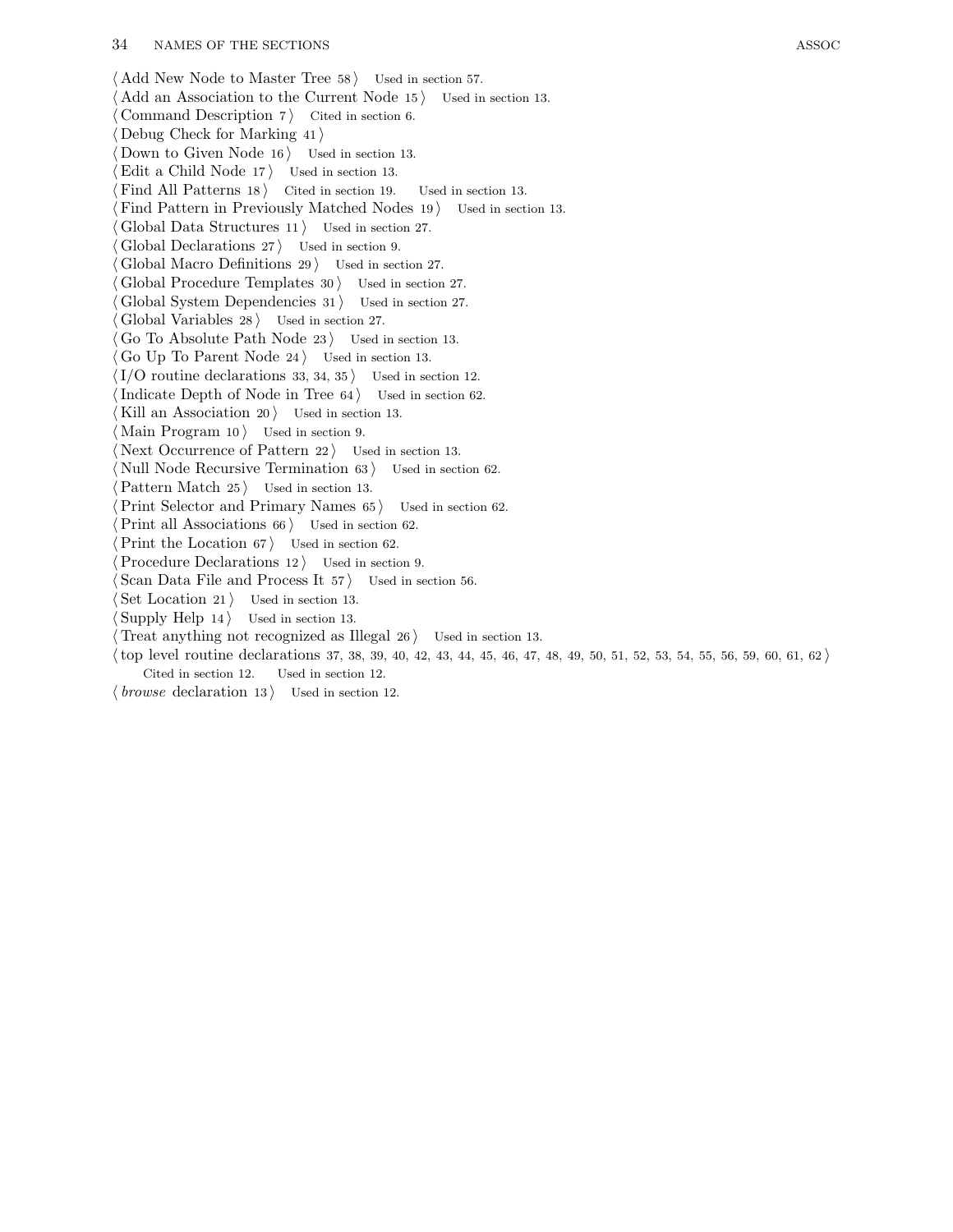⟨ Add New Node to Master Tree 58 ⟩ Used in section 57.
⟨ Add an Association to the Current Node 15 ⟩ Used in section 13.
⟨ Command Description 7 ⟩ Cited in section 6.
⟨ Debug Check for Marking 41 ⟩
⟨ Down to Given Node 16 ⟩ Used in section 13.
⟨ Edit a Child Node 17 ⟩ Used in section 13.
⟨ Find All Patterns 18 ⟩ Cited in section 19. Used in section 13.
⟨ Find Pattern in Previously Matched Nodes 19 ⟩ Used in section 13.
⟨ Global Data Structures 11 ⟩ Used in section 27.
⟨ Global Declarations 27 ⟩ Used in section 9.
⟨ Global Macro Definitions 29 ⟩ Used in section 27.
⟨ Global Procedure Templates 30 ⟩ Used in section 27.
⟨ Global System Dependencies 31 ⟩ Used in section 27.
⟨ Global Variables 28 ⟩ Used in section 27.
⟨ Go To Absolute Path Node 23 ⟩ Used in section 13.
⟨ Go Up To Parent Node 24 ⟩ Used in section 13.
⟨ I/O routine declarations 33, 34, 35 ⟩ Used in section 12.
⟨ Indicate Depth of Node in Tree 64 ⟩ Used in section 62.
⟨ Kill an Association 20 ⟩ Used in section 13.
⟨ Main Program 10 ⟩ Used in section 9.
⟨ Next Occurrence of Pattern 22 ⟩ Used in section 13.
⟨ Null Node Recursive Termination 63 ⟩ Used in section 62.
⟨ Pattern Match 25 ⟩ Used in section 13.
⟨ Print Selector and Primary Names 65 ⟩ Used in section 62.
⟨ Print all Associations 66 ⟩ Used in section 62.
⟨ Print the Location 67 ⟩ Used in section 62.
⟨ Procedure Declarations 12 ⟩ Used in section 9.
⟨ Scan Data File and Process It 57 ⟩ Used in section 56.
⟨ Set Location 21 ⟩ Used in section 13.
⟨ Supply Help 14 ⟩ Used in section 13.
⟨ Treat anything not recognized as Illegal 26 ⟩ Used in section 13.
⟨ top level routine declarations 37, 38, 39, 40, 42, 43, 44, 45, 46, 47, 48, 49, 50, 51, 52, 53, 54, 55, 56, 59, 60, 61, 62 ⟩ Cited in section 12. Used in section 12.
⟨ *browse* declaration 13 ⟩ Used in section 12.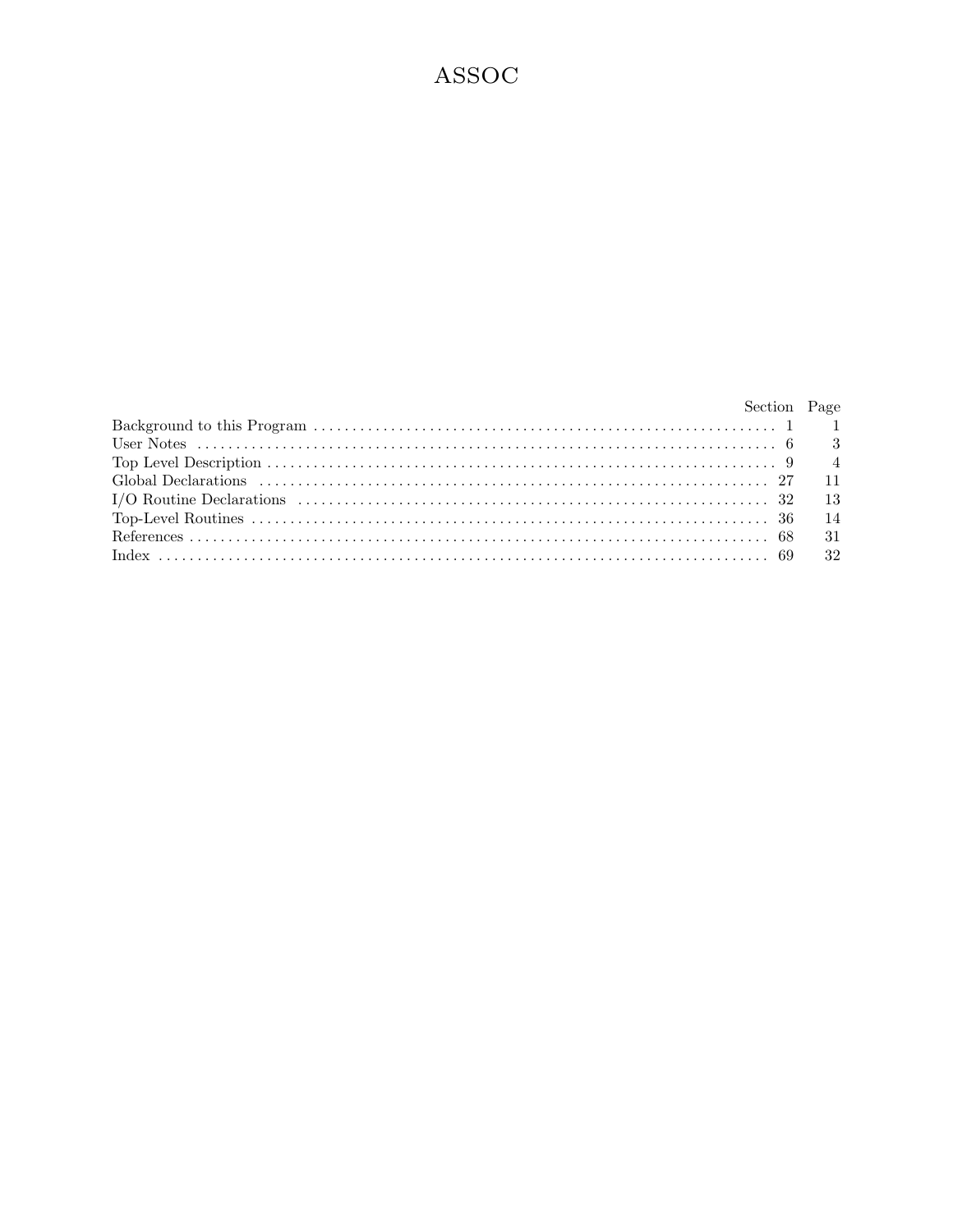# ASSOC

| | Section | Page |
|---|---|---|
| Background to this Program | 1 | 1 |
| User Notes | 6 | 3 |
| Top Level Description | 9 | 4 |
| Global Declarations | 27 | 11 |
| I/O Routine Declarations | 32 | 13 |
| Top-Level Routines | 36 | 14 |
| References | 68 | 31 |
| Index | 69 | 32 |